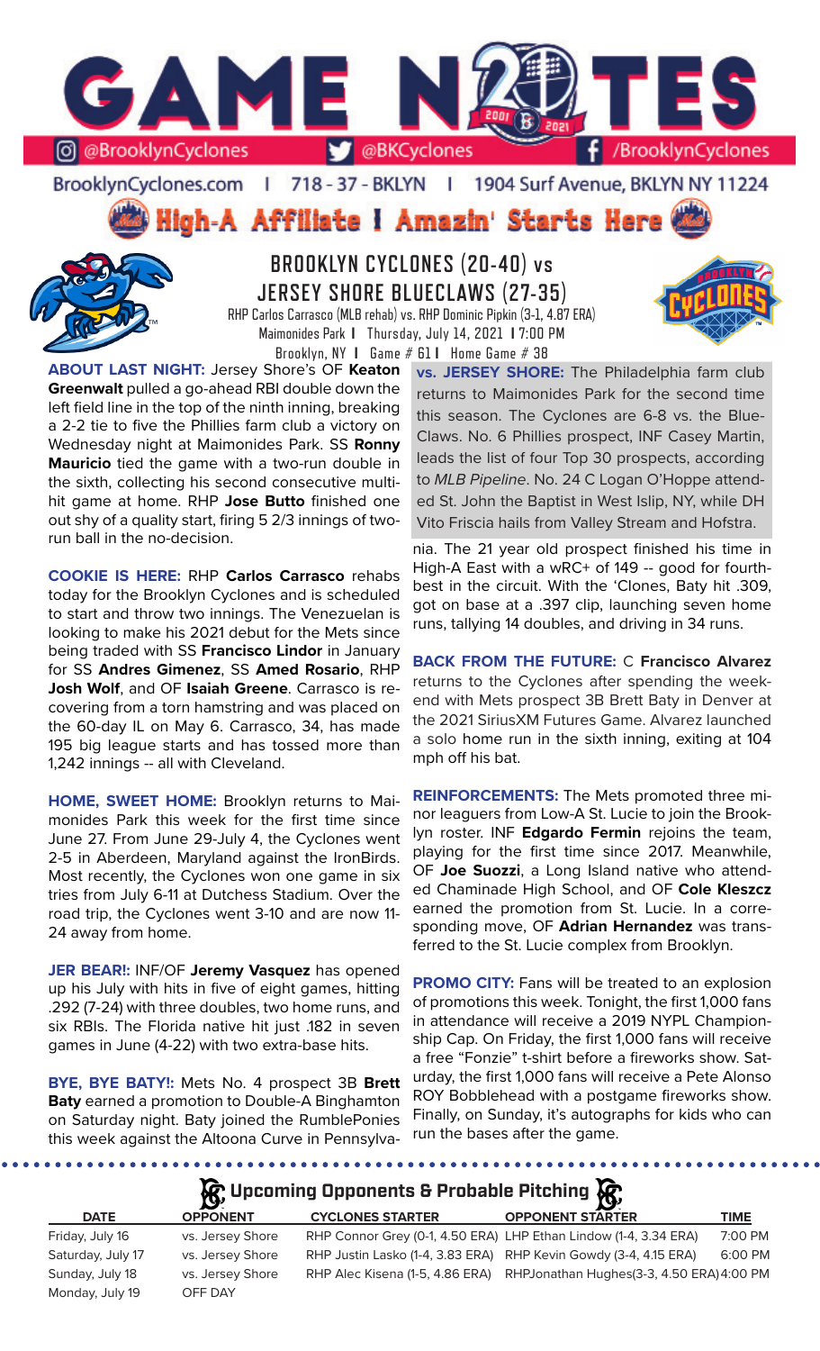# GAME NOTES

@BrooklynCyclones | @BKCyclones | /BrooklynCyclones

BrooklynCyclones.com | 718-37-BKLYN | 1904 Surf Avenue, BKLYN NY 11224

**High-A Affiliate I Amazin' Starts Here**

## BROOKLYN CYCLONES (20-40) vs JERSEY SHORE BLUECLAWS (27-35)

RHP Carlos Carrasco (MLB rehab) vs. RHP Dominic Pipkin (3-1, 4.87 ERA)
Maimonides Park | Thursday, July 14, 2021 | 7:00 PM
Brooklyn, NY | Game # 61 | Home Game # 38

**ABOUT LAST NIGHT:** Jersey Shore's OF **Keaton Greenwalt** pulled a go-ahead RBI double down the left field line in the top of the ninth inning, breaking a 2-2 tie to five the Phillies farm club a victory on Wednesday night at Maimonides Park. SS **Ronny Mauricio** tied the game with a two-run double in the sixth, collecting his second consecutive multi-hit game at home. RHP **Jose Butto** finished one out shy of a quality start, firing 5 2/3 innings of two-run ball in the no-decision.

**COOKIE IS HERE:** RHP **Carlos Carrasco** rehabs today for the Brooklyn Cyclones and is scheduled to start and throw two innings. The Venezuelan is looking to make his 2021 debut for the Mets since being traded with SS **Francisco Lindor** in January for SS **Andres Gimenez**, SS **Amed Rosario**, RHP **Josh Wolf**, and OF **Isaiah Greene**. Carrasco is recovering from a torn hamstring and was placed on the 60-day IL on May 6. Carrasco, 34, has made 195 big league starts and has tossed more than 1,242 innings -- all with Cleveland.

**HOME, SWEET HOME:** Brooklyn returns to Maimonides Park this week for the first time since June 27. From June 29-July 4, the Cyclones went 2-5 in Aberdeen, Maryland against the IronBirds. Most recently, the Cyclones won one game in six tries from July 6-11 at Dutchess Stadium. Over the road trip, the Cyclones went 3-10 and are now 11-24 away from home.

**JER BEAR!:** INF/OF **Jeremy Vasquez** has opened up his July with hits in five of eight games, hitting .292 (7-24) with three doubles, two home runs, and six RBIs. The Florida native hit just .182 in seven games in June (4-22) with two extra-base hits.

**BYE, BYE BATY!:** Mets No. 4 prospect 3B **Brett Baty** earned a promotion to Double-A Binghamton on Saturday night. Baty joined the RumblePonies this week against the Altoona Curve in Pennsylvania. The 21 year old prospect finished his time in High-A East with a wRC+ of 149 -- good for fourth-best in the circuit. With the 'Clones, Baty hit .309, got on base at a .397 clip, launching seven home runs, tallying 14 doubles, and driving in 34 runs.

**vs. JERSEY SHORE:** The Philadelphia farm club returns to Maimonides Park for the second time this season. The Cyclones are 6-8 vs. the BlueClaws. No. 6 Phillies prospect, INF Casey Martin, leads the list of four Top 30 prospects, according to *MLB Pipeline*. No. 24 C Logan O'Hoppe attended St. John the Baptist in West Islip, NY, while DH Vito Friscia hails from Valley Stream and Hofstra.

**BACK FROM THE FUTURE:** C **Francisco Alvarez** returns to the Cyclones after spending the weekend with Mets prospect 3B Brett Baty in Denver at the 2021 SiriusXM Futures Game. Alvarez launched a solo home run in the sixth inning, exiting at 104 mph off his bat.

**REINFORCEMENTS:** The Mets promoted three minor leaguers from Low-A St. Lucie to join the Brooklyn roster. INF **Edgardo Fermin** rejoins the team, playing for the first time since 2017. Meanwhile, OF **Joe Suozzi**, a Long Island native who attended Chaminade High School, and OF **Cole Kleszcz** earned the promotion from St. Lucie. In a corresponding move, OF **Adrian Hernandez** was transferred to the St. Lucie complex from Brooklyn.

**PROMO CITY:** Fans will be treated to an explosion of promotions this week. Tonight, the first 1,000 fans in attendance will receive a 2019 NYPL Championship Cap. On Friday, the first 1,000 fans will receive a free "Fonzie" t-shirt before a fireworks show. Saturday, the first 1,000 fans will receive a Pete Alonso ROY Bobblehead with a postgame fireworks show. Finally, on Sunday, it's autographs for kids who can run the bases after the game.

## Upcoming Opponents & Probable Pitching

| DATE | OPPONENT | CYCLONES STARTER | OPPONENT STARTER | TIME |
|---|---|---|---|---|
| Friday, July 16 | vs. Jersey Shore | RHP Connor Grey (0-1, 4.50 ERA) | LHP Ethan Lindow (1-4, 3.34 ERA) | 7:00 PM |
| Saturday, July 17 | vs. Jersey Shore | RHP Justin Lasko (1-4, 3.83 ERA) | RHP Kevin Gowdy (3-4, 4.15 ERA) | 6:00 PM |
| Sunday, July 18 | vs. Jersey Shore | RHP Alec Kisena (1-5, 4.86 ERA) | RHPJonathan Hughes(3-3, 4.50 ERA) | 4:00 PM |
| Monday, July 19 | OFF DAY | | | |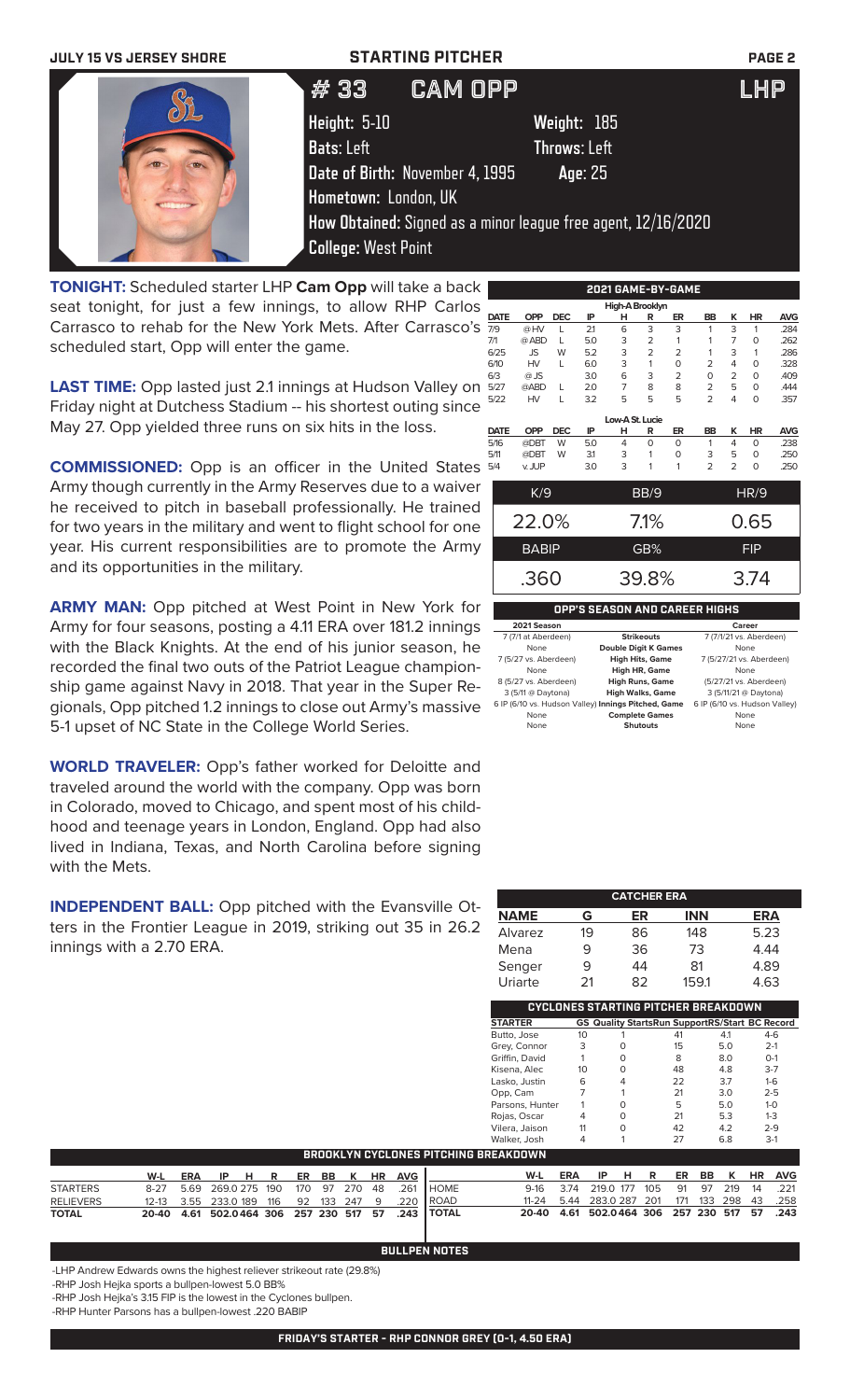**JULY 15 VS JERSEY SHORE** — **STARTING PITCHER**

# # 33 CAM OPP — LHP

**Height:** 5-10 **Weight:** 185
**Bats:** Left **Throws:** Left
**Date of Birth:** November 4, 1995 **Age:** 25
**Hometown:** London, UK
**How Obtained:** Signed as a minor league free agent, 12/16/2020
**College:** West Point

**TONIGHT:** Scheduled starter LHP **Cam Opp** will take a back seat tonight, for just a few innings, to allow RHP Carlos Carrasco to rehab for the New York Mets. After Carrasco's scheduled start, Opp will enter the game.

**LAST TIME:** Opp lasted just 2.1 innings at Hudson Valley on Friday night at Dutchess Stadium -- his shortest outing since May 27. Opp yielded three runs on six hits in the loss.

**COMMISSIONED:** Opp is an officer in the United States Army though currently in the Army Reserves due to a waiver he received to pitch in baseball professionally. He trained for two years in the military and went to flight school for one year. His current responsibilities are to promote the Army and its opportunities in the military.

**ARMY MAN:** Opp pitched at West Point in New York for Army for four seasons, posting a 4.11 ERA over 181.2 innings with the Black Knights. At the end of his junior season, he recorded the final two outs of the Patriot League championship game against Navy in 2018. That year in the Super Regionals, Opp pitched 1.2 innings to close out Army's massive 5-1 upset of NC State in the College World Series.

**WORLD TRAVELER:** Opp's father worked for Deloitte and traveled around the world with the company. Opp was born in Colorado, moved to Chicago, and spent most of his childhood and teenage years in London, England. Opp had also lived in Indiana, Texas, and North Carolina before signing with the Mets.

**INDEPENDENT BALL:** Opp pitched with the Evansville Otters in the Frontier League in 2019, striking out 35 in 26.2 innings with a 2.70 ERA.

## 2021 GAME-BY-GAME

**High-A Brooklyn**

| DATE | OPP | DEC | IP | H | R | ER | BB | K | HR | AVG |
|---|---|---|---|---|---|---|---|---|---|---|
| 7/9 | @HV | L | 2.1 | 6 | 3 | 3 | 1 | 3 | 1 | .284 |
| 7/1 | @ABD | L | 5.0 | 3 | 2 | 1 | 1 | 7 | 0 | .262 |
| 6/25 | JS | W | 5.2 | 3 | 2 | 2 | 1 | 3 | 1 | .286 |
| 6/10 | HV | L | 6.0 | 3 | 1 | 0 | 2 | 4 | 0 | .328 |
| 6/3 | @JS | | 3.0 | 6 | 3 | 2 | 0 | 2 | 0 | .409 |
| 5/27 | @ABD | L | 2.0 | 7 | 8 | 8 | 2 | 5 | 0 | .444 |
| 5/22 | HV | L | 3.2 | 5 | 5 | 5 | 2 | 4 | 0 | .357 |

**Low-A St. Lucie**

| DATE | OPP | DEC | IP | H | R | ER | BB | K | HR | AVG |
|---|---|---|---|---|---|---|---|---|---|---|
| 5/16 | @DBT | W | 5.0 | 4 | 0 | 0 | 1 | 4 | 0 | .238 |
| 5/11 | @DBT | W | 3.1 | 3 | 1 | 0 | 3 | 5 | 0 | .250 |
| 5/4 | v. JUP | | 3.0 | 3 | 1 | 1 | 2 | 2 | 0 | .250 |

| K/9 | BB/9 | HR/9 |
|---|---|---|
| 22.0% | 7.1% | 0.65 |
| **BABIP** | **GB%** | **FIP** |
| .360 | 39.8% | 3.74 |

## OPP'S SEASON AND CAREER HIGHS

| 2021 Season | | Career |
|---|---|---|
| 7 (7/1 at Aberdeen) | **Strikeouts** | 7 (7/1/21 vs. Aberdeen) |
| None | **Double Digit K Games** | None |
| 7 (5/27 vs. Aberdeen) | **High Hits, Game** | 7 (5/27/21 vs. Aberdeen) |
| None | **High HR, Game** | None |
| 8 (5/27 vs. Aberdeen) | **High Runs, Game** | (5/27/21 vs. Aberdeen) |
| 3 (5/11 @ Daytona) | **High Walks, Game** | 3 (5/11/21 @ Daytona) |
| 6 IP (6/10 vs. Hudson Valley) | **Innings Pitched, Game** | 6 IP (6/10 vs. Hudson Valley) |
| None | **Complete Games** | None |
| None | **Shutouts** | None |

## CATCHER ERA

| NAME | G | ER | INN | ERA |
|---|---|---|---|---|
| Alvarez | 19 | 86 | 148 | 5.23 |
| Mena | 9 | 36 | 73 | 4.44 |
| Senger | 9 | 44 | 81 | 4.89 |
| Uriarte | 21 | 82 | 159.1 | 4.63 |

## CYCLONES STARTING PITCHER BREAKDOWN

| STARTER | GS | Quality Starts | Run Support | RS/Start | BC Record |
|---|---|---|---|---|---|
| Butto, Jose | 10 | 1 | 41 | 4.1 | 4-6 |
| Grey, Connor | 3 | 0 | 15 | 5.0 | 2-1 |
| Griffin, David | 1 | 0 | 8 | 8.0 | 0-1 |
| Kisena, Alec | 10 | 0 | 48 | 4.8 | 3-7 |
| Lasko, Justin | 6 | 4 | 22 | 3.7 | 1-6 |
| Opp, Cam | 7 | 1 | 21 | 3.0 | 2-5 |
| Parsons, Hunter | 1 | 0 | 5 | 5.0 | 1-0 |
| Rojas, Oscar | 4 | 0 | 21 | 5.3 | 1-3 |
| Vilera, Jaison | 11 | 0 | 42 | 4.2 | 2-9 |
| Walker, Josh | 4 | 1 | 27 | 6.8 | 3-1 |

## BROOKLYN CYCLONES PITCHING BREAKDOWN

| | W-L | ERA | IP | H | R | ER | BB | K | HR | AVG |
|---|---|---|---|---|---|---|---|---|---|---|
| STARTERS | 8-27 | 5.69 | 269.0 | 275 | 190 | 170 | 97 | 270 | 48 | .261 |
| RELIEVERS | 12-13 | 3.55 | 233.0 | 189 | 116 | 92 | 133 | 247 | 9 | .220 |
| TOTAL | 20-40 | 4.61 | 502.0 | 464 | 306 | 257 | 230 | 517 | 57 | .243 |

| | W-L | ERA | IP | H | R | ER | BB | K | HR | AVG |
|---|---|---|---|---|---|---|---|---|---|---|
| HOME | 9-16 | 3.74 | 219.0 | 177 | 105 | 91 | 97 | 219 | 14 | .221 |
| ROAD | 11-24 | 5.44 | 283.0 | 287 | 201 | 171 | 133 | 298 | 43 | .258 |
| TOTAL | 20-40 | 4.61 | 502.0 | 464 | 306 | 257 | 230 | 517 | 57 | .243 |

## BULLPEN NOTES

-LHP Andrew Edwards owns the highest reliever strikeout rate (29.8%)
-RHP Josh Hejka sports a bullpen-lowest 5.0 BB%
-RHP Josh Hejka's 3.15 FIP is the lowest in the Cyclones bullpen.
-RHP Hunter Parsons has a bullpen-lowest .220 BABIP

**FRIDAY'S STARTER - RHP CONNOR GREY (0-1, 4.50 ERA)**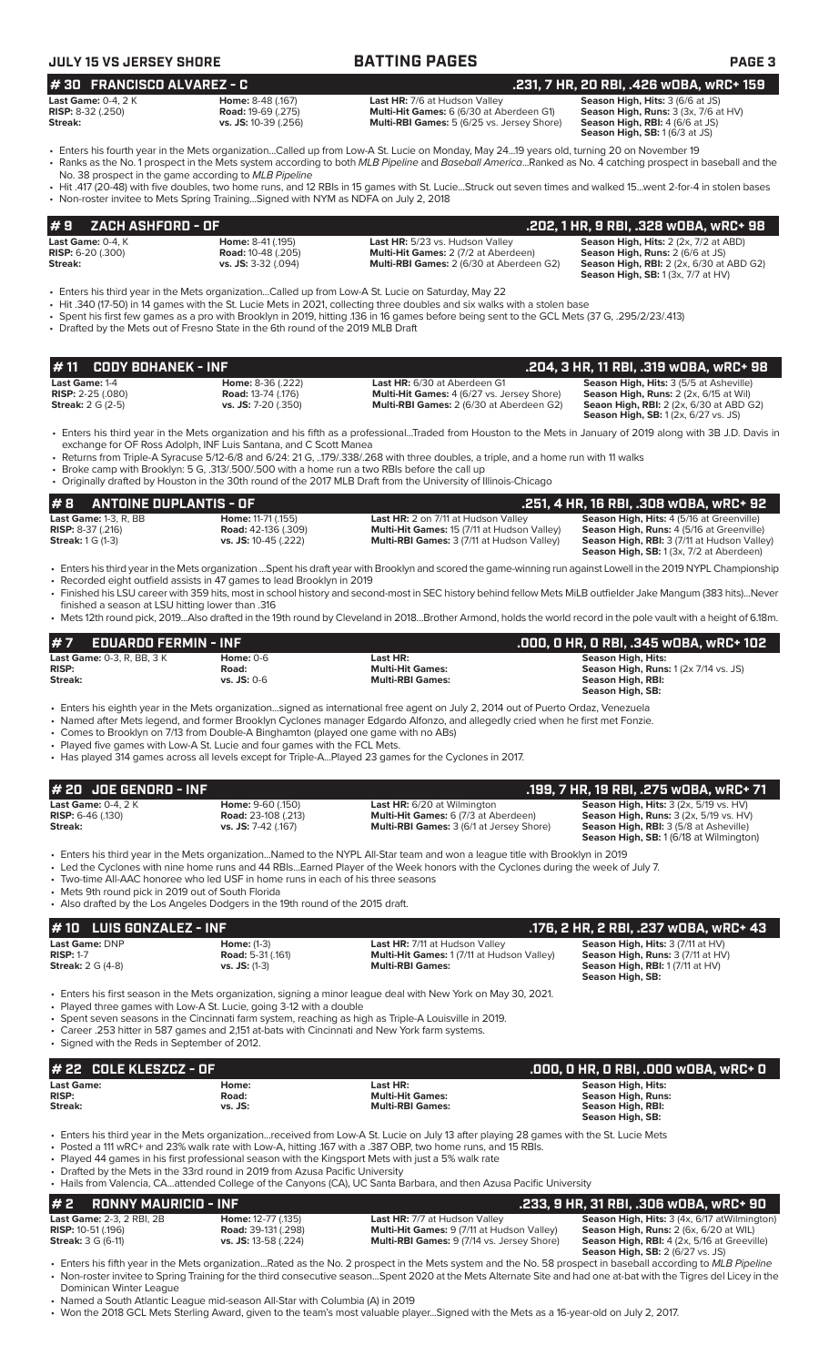## # 30 FRANCISCO ALVAREZ - C — .231, 7 HR, 20 RBI, .426 wOBA, wRC+ 159

| | | | |
|---|---|---|---|
| **Last Game:** 0-4, 2 K | **Home:** 8-48 (.167) | **Last HR:** 7/6 at Hudson Valley | **Season High, Hits:** 3 (6/6 at JS) |
| **RISP:** 8-32 (.250) | **Road:** 19-69 (.275) | **Multi-Hit Games:** 6 (6/30 at Aberdeen G1) | **Season High, Runs:** 3 (3x, 7/6 at HV) |
| **Streak:** | **vs. JS:** 10-39 (.256) | **Multi-RBI Games:** 5 (6/25 vs. Jersey Shore) | **Season High, RBI:** 4 (6/6 at JS) |
| | | | **Season High, SB:** 1 (6/3 at JS) |

- Enters his fourth year in the Mets organization...Called up from Low-A St. Lucie on Monday, May 24...19 years old, turning 20 on November 19
- Ranks as the No. 1 prospect in the Mets system according to both *MLB Pipeline* and *Baseball America*...Ranked as No. 4 catching prospect in baseball and the No. 38 prospect in the game according to *MLB Pipeline*
- Hit .417 (20-48) with five doubles, two home runs, and 12 RBIs in 15 games with St. Lucie...Struck out seven times and walked 15...went 2-for-4 in stolen bases
- Non-roster invitee to Mets Spring Training...Signed with NYM as NDFA on July 2, 2018

## # 9 ZACH ASHFORD - OF — .202, 1 HR, 9 RBI, .328 wOBA, wRC+ 98

| | | | |
|---|---|---|---|
| **Last Game:** 0-4, K | **Home:** 8-41 (.195) | **Last HR:** 5/23 vs. Hudson Valley | **Season High, Hits:** 2 (2x, 7/2 at ABD) |
| **RISP:** 6-20 (.300) | **Road:** 10-48 (.205) | **Multi-Hit Games:** 2 (7/2 at Aberdeen) | **Season High, Runs:** 2 (6/6 at JS) |
| **Streak:** | **vs. JS:** 3-32 (.094) | **Multi-RBI Games:** 2 (6/30 at Aberdeen G2) | **Season High, RBI:** 2 (2x, 6/30 at ABD G2) |
| | | | **Season High, SB:** 1 (3x, 7/7 at HV) |

- Enters his third year in the Mets organization...Called up from Low-A St. Lucie on Saturday, May 22
- Hit .340 (17-50) in 14 games with the St. Lucie Mets in 2021, collecting three doubles and six walks with a stolen base
- Spent his first few games as a pro with Brooklyn in 2019, hitting .136 in 16 games before being sent to the GCL Mets (37 G, .295/2/23/.413)
- Drafted by the Mets out of Fresno State in the 6th round of the 2019 MLB Draft

## # 11 CODY BOHANEK - INF — .204, 3 HR, 11 RBI, .319 wOBA, wRC+ 98

| | | | |
|---|---|---|---|
| **Last Game:** 1-4 | **Home:** 8-36 (.222) | **Last HR:** 6/30 at Aberdeen G1 | **Season High, Hits:** 3 (5/5 at Asheville) |
| **RISP:** 2-25 (.080) | **Road:** 13-74 (.176) | **Multi-Hit Games:** 4 (6/27 vs. Jersey Shore) | **Season High, Runs:** 2 (2x, 6/15 at Wil) |
| **Streak:** 2 G (2-5) | **vs. JS:** 7-20 (.350) | **Multi-RBI Games:** 2 (6/30 at Aberdeen G2) | **Seaon High, RBI:** 2 (2x, 6/30 at ABD G2) |
| | | | **Season High, SB:** 1 (2x, 6/27 vs. JS) |

- Enters his third year in the Mets organization and his fifth as a professional...Traded from Houston to the Mets in January of 2019 along with 3B J.D. Davis in exchange for OF Ross Adolph, INF Luis Santana, and C Scott Manea
- Returns from Triple-A Syracuse 5/12-6/8 and 6/24: 21 G, ..179/.338/.268 with three doubles, a triple, and a home run with 11 walks
- Broke camp with Brooklyn: 5 G, .313/.500/.500 with a home run a two RBIs before the call up
- Originally drafted by Houston in the 30th round of the 2017 MLB Draft from the University of Illinois-Chicago

## # 8 ANTOINE DUPLANTIS - OF — .251, 4 HR, 16 RBI, .308 wOBA, wRC+ 92

| | | | |
|---|---|---|---|
| **Last Game:** 1-3, R, BB | **Home:** 11-71 (.155) | **Last HR:** 2 on 7/11 at Hudson Valley | **Season High, Hits:** 4 (5/16 at Greenville) |
| **RISP:** 8-37 (.216) | **Road:** 42-136 (.309) | **Multi-Hit Games:** 15 (7/11 at Hudson Valley) | **Season High, Runs:** 4 (5/16 at Greenville) |
| **Streak:** 1 G (1-3) | **vs. JS:** 10-45 (.222) | **Multi-RBI Games:** 3 (7/11 at Hudson Valley) | **Season High, RBI:** 3 (7/11 at Hudson Valley) |
| | | | **Season High, SB:** 1 (3x, 7/2 at Aberdeen) |

- Enters his third year in the Mets organization ...Spent his draft year with Brooklyn and scored the game-winning run against Lowell in the 2019 NYPL Championship
- Recorded eight outfield assists in 47 games to lead Brooklyn in 2019
- Finished his LSU career with 359 hits, most in school history and second-most in SEC history behind fellow Mets MiLB outfielder Jake Mangum (383 hits)...Never finished a season at LSU hitting lower than .316
- Mets 12th round pick, 2019...Also drafted in the 19th round by Cleveland in 2018...Brother Armond, holds the world record in the pole vault with a height of 6.18m.

## # 7 EDUARDO FERMIN - INF — .000, 0 HR, 0 RBI, .345 wOBA, wRC+ 102

| | | | |
|---|---|---|---|
| **Last Game:** 0-3, R, BB, 3 K | **Home:** 0-6 | **Last HR:** | **Season High, Hits:** |
| **RISP:** | **Road:** | **Multi-Hit Games:** | **Season High, Runs:** 1 (2x 7/14 vs. JS) |
| **Streak:** | **vs. JS:** 0-6 | **Multi-RBI Games:** | **Season High, RBI:** |
| | | | **Season High, SB:** |

- Enters his eighth year in the Mets organization...signed as international free agent on July 2, 2014 out of Puerto Ordaz, Venezuela
- Named after Mets legend, and former Brooklyn Cyclones manager Edgardo Alfonzo, and allegedly cried when he first met Fonzie.
- Comes to Brooklyn on 7/13 from Double-A Binghamton (played one game with no ABs)
- Played five games with Low-A St. Lucie and four games with the FCL Mets.
- Has played 314 games across all levels except for Triple-A...Played 23 games for the Cyclones in 2017.

## # 20 JOE GENORD - INF — .199, 7 HR, 19 RBI, .275 wOBA, wRC+ 71

| | | | |
|---|---|---|---|
| **Last Game:** 0-4, 2 K | **Home:** 9-60 (.150) | **Last HR:** 6/20 at Wilmington | **Season High, Hits:** 3 (2x, 5/19 vs. HV) |
| **RISP:** 6-46 (.130) | **Road:** 23-108 (.213) | **Multi-Hit Games:** 6 (7/3 at Aberdeen) | **Season High, Runs:** 3 (2x, 5/19 vs. HV) |
| **Streak:** | **vs. JS:** 7-42 (.167) | **Multi-RBI Games:** 3 (6/1 at Jersey Shore) | **Season High, RBI:** 3 (5/8 at Asheville) |
| | | | **Season High, SB:** 1 (6/18 at Wilmington) |

- Enters his third year in the Mets organization...Named to the NYPL All-Star team and won a league title with Brooklyn in 2019
- Led the Cyclones with nine home runs and 44 RBIs...Earned Player of the Week honors with the Cyclones during the week of July 7.
- Two-time All-AAC honoree who led USF in home runs in each of his three seasons
- Mets 9th round pick in 2019 out of South Florida
- Also drafted by the Los Angeles Dodgers in the 19th round of the 2015 draft.

## # 10 LUIS GONZALEZ - INF — .176, 2 HR, 2 RBI, .237 wOBA, wRC+ 43

| | | | |
|---|---|---|---|
| **Last Game:** DNP | **Home:** (1-3) | **Last HR:** 7/11 at Hudson Valley | **Season High, Hits:** 3 (7/11 at HV) |
| **RISP:** 1-7 | **Road:** 5-31 (.161) | **Multi-Hit Games:** 1 (7/11 at Hudson Valley) | **Season High, Runs:** 3 (7/11 at HV) |
| **Streak:** 2 G (4-8) | **vs. JS:** (1-3) | **Multi-RBI Games:** | **Season High, RBI:** 1 (7/11 at HV) |
| | | | **Season High, SB:** |

- Enters his first season in the Mets organization, signing a minor league deal with New York on May 30, 2021.
- Played three games with Low-A St. Lucie, going 3-12 with a double
- Spent seven seasons in the Cincinnati farm system, reaching as high as Triple-A Louisville in 2019.
- Career .253 hitter in 587 games and 2,151 at-bats with Cincinnati and New York farm systems.
- Signed with the Reds in September of 2012.

## # 22 COLE KLESZCZ - OF — .000, 0 HR, 0 RBI, .000 wOBA, wRC+ 0

| | | | |
|---|---|---|---|
| **Last Game:** | **Home:** | **Last HR:** | **Season High, Hits:** |
| **RISP:** | **Road:** | **Multi-Hit Games:** | **Season High, Runs:** |
| **Streak:** | **vs. JS:** | **Multi-RBI Games:** | **Season High, RBI:** |
| | | | **Season High, SB:** |

- Enters his third year in the Mets organization...received from Low-A St. Lucie on July 13 after playing 28 games with the St. Lucie Mets
- Posted a 111 wRC+ and 23% walk rate with Low-A, hitting .167 with a .387 OBP, two home runs, and 15 RBIs.
- Played 44 games in his first professional season with the Kingsport Mets with just a 5% walk rate
- Drafted by the Mets in the 33rd round in 2019 from Azusa Pacific University
- Hails from Valencia, CA...attended College of the Canyons (CA), UC Santa Barbara, and then Azusa Pacific University

## # 2 RONNY MAURICIO - INF — .233, 9 HR, 31 RBI, .306 wOBA, wRC+ 90

| | | | |
|---|---|---|---|
| **Last Game:** 2-3, 2 RBI, 2B | **Home:** 12-77 (.135) | **Last HR:** 7/7 at Hudson Valley | **Season High, Hits:** 3 (4x, 6/17 atWilmington) |
| **RISP:** 10-51 (.196) | **Road:** 39-131 (.298) | **Multi-Hit Games:** 9 (7/11 at Hudson Valley) | **Season High, Runs:** 2 (6x, 6/20 at WIL) |
| **Streak:** 3 G (6-11) | **vs. JS:** 13-58 (.224) | **Multi-RBI Games:** 9 (7/14 vs. Jersey Shore) | **Season High, RBI:** 4 (2x, 5/16 at Greeville) |
| | | | **Season High, SB:** 2 (6/27 vs. JS) |

- Enters his fifth year in the Mets organization...Rated as the No. 2 prospect in the Mets system and the No. 58 prospect in baseball according to *MLB Pipeline*
- Non-roster invitee to Spring Training for the third consecutive season...Spent 2020 at the Mets Alternate Site and had one at-bat with the Tigres del Licey in the Dominican Winter League
- Named a South Atlantic League mid-season All-Star with Columbia (A) in 2019
- Won the 2018 GCL Mets Sterling Award, given to the team's most valuable player...Signed with the Mets as a 16-year-old on July 2, 2017.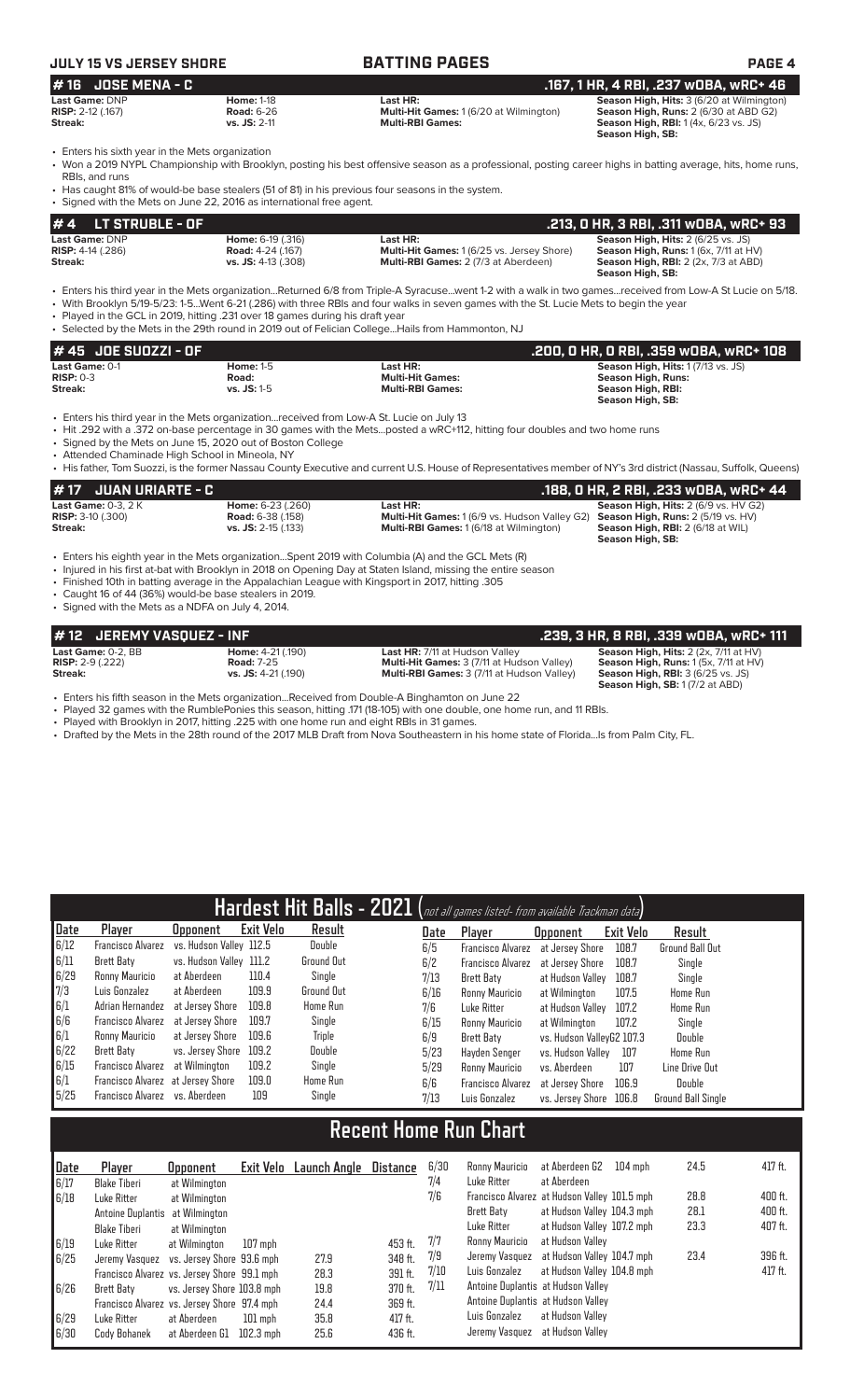**JULY 15 VS JERSEY SHORE** — **BATTING PAGES**

## # 16 JOSE MENA - C
**.167, 1 HR, 4 RBI, .237 wOBA, wRC+ 46**

| | | | |
|---|---|---|---|
| **Last Game:** DNP | **Home:** 1-18 | **Last HR:** | **Season High, Hits:** 3 (6/20 at Wilmington) |
| **RISP:** 2-12 (.167) | **Road:** 6-26 | **Multi-Hit Games:** 1 (6/20 at Wilmington) | **Season High, Runs:** 2 (6/30 at ABD G2) |
| **Streak:** | **vs. JS:** 2-11 | **Multi-RBI Games:** | **Season High, RBI:** 1 (4x, 6/23 vs. JS) |
| | | | **Season High, SB:** |

- Enters his sixth year in the Mets organization
- Won a 2019 NYPL Championship with Brooklyn, posting his best offensive season as a professional, posting career highs in batting average, hits, home runs, RBIs, and runs
- Has caught 81% of would-be base stealers (51 of 81) in his previous four seasons in the system.
- Signed with the Mets on June 22, 2016 as international free agent.

## # 4 LT STRUBLE - OF
**.213, 0 HR, 3 RBI, .311 wOBA, wRC+ 93**

| | | | |
|---|---|---|---|
| **Last Game:** DNP | **Home:** 6-19 (.316) | **Last HR:** | **Season High, Hits:** 2 (6/25 vs. JS) |
| **RISP:** 4-14 (.286) | **Road:** 4-24 (.167) | **Multi-Hit Games:** 1 (6/25 vs. Jersey Shore) | **Season High, Runs:** 1 (6x, 7/11 at HV) |
| **Streak:** | **vs. JS:** 4-13 (.308) | **Multi-RBI Games:** 2 (7/3 at Aberdeen) | **Season High, RBI:** 2 (2x, 7/3 at ABD) |
| | | | **Season High, SB:** |

- Enters his third year in the Mets organization...Returned 6/8 from Triple-A Syracuse...went 1-2 with a walk in two games...received from Low-A St Lucie on 5/18.
- With Brooklyn 5/19-5/23: 1-5...Went 6-21 (.286) with three RBIs and four walks in seven games with the St. Lucie Mets to begin the year
- Played in the GCL in 2019, hitting .231 over 18 games during his draft year
- Selected by the Mets in the 29th round in 2019 out of Felician College...Hails from Hammonton, NJ

## # 45 JOE SUOZZI - OF
**.200, 0 HR, 0 RBI, .359 wOBA, wRC+ 108**

| | | | |
|---|---|---|---|
| **Last Game:** 0-1 | **Home:** 1-5 | **Last HR:** | **Season High, Hits:** 1 (7/13 vs. JS) |
| **RISP:** 0-3 | **Road:** | **Multi-Hit Games:** | **Season High, Runs:** |
| **Streak:** | **vs. JS:** 1-5 | **Multi-RBI Games:** | **Season High, RBI:** |
| | | | **Season High, SB:** |

- Enters his third year in the Mets organization...received from Low-A St. Lucie on July 13
- Hit .292 with a .372 on-base percentage in 30 games with the Mets...posted a wRC+112, hitting four doubles and two home runs
- Signed by the Mets on June 15, 2020 out of Boston College
- Attended Chaminade High School in Mineola, NY
- His father, Tom Suozzi, is the former Nassau County Executive and current U.S. House of Representatives member of NY's 3rd district (Nassau, Suffolk, Queens)

## # 17 JUAN URIARTE - C
**.188, 0 HR, 2 RBI, .233 wOBA, wRC+ 44**

| | | | |
|---|---|---|---|
| **Last Game:** 0-3, 2 K | **Home:** 6-23 (.260) | **Last HR:** | **Season High, Hits:** 2 (6/9 vs. HV G2) |
| **RISP:** 3-10 (.300) | **Road:** 6-38 (.158) | **Multi-Hit Games:** 1 (6/9 vs. Hudson Valley G2) | **Season High, Runs:** 2 (5/19 vs. HV) |
| **Streak:** | **vs. JS:** 2-15 (.133) | **Multi-RBI Games:** 1 (6/18 at Wilmington) | **Season High, RBI:** 2 (6/18 at WIL) |
| | | | **Season High, SB:** |

- Enters his eighth year in the Mets organization...Spent 2019 with Columbia (A) and the GCL Mets (R)
- Injured in his first at-bat with Brooklyn in 2018 on Opening Day at Staten Island, missing the entire season
- Finished 10th in batting average in the Appalachian League with Kingsport in 2017, hitting .305
- Caught 16 of 44 (36%) would-be base stealers in 2019.
- Signed with the Mets as a NDFA on July 4, 2014.

## # 12 JEREMY VASQUEZ - INF
**.239, 3 HR, 8 RBI, .339 wOBA, wRC+ 111**

| | | | |
|---|---|---|---|
| **Last Game:** 0-2, BB | **Home:** 4-21 (.190) | **Last HR:** 7/11 at Hudson Valley | **Season High, Hits:** 2 (2x, 7/11 at HV) |
| **RISP:** 2-9 (.222) | **Road:** 7-25 | **Multi-Hit Games:** 3 (7/11 at Hudson Valley) | **Season High, Runs:** 1 (5x, 7/11 at HV) |
| **Streak:** | **vs. JS:** 4-21 (.190) | **Multi-RBI Games:** 3 (7/11 at Hudson Valley) | **Season High, RBI:** 3 (6/25 vs. JS) |
| | | | **Season High, SB:** 1 (7/2 at ABD) |

- Enters his fifth season in the Mets organization...Received from Double-A Binghamton on June 22
- Played 32 games with the RumblePonies this season, hitting .171 (18-105) with one double, one home run, and 11 RBIs.
- Played with Brooklyn in 2017, hitting .225 with one home run and eight RBIs in 31 games.
- Drafted by the Mets in the 28th round of the 2017 MLB Draft from Nova Southeastern in his home state of Florida...Is from Palm City, FL.

## Hardest Hit Balls - 2021 (not all games listed- from available Trackman data)

| Date | Player | Opponent | Exit Velo | Result |
|---|---|---|---|---|
| 6/12 | Francisco Alvarez | vs. Hudson Valley | 112.5 | Double |
| 6/11 | Brett Baty | vs. Hudson Valley | 111.2 | Ground Out |
| 6/29 | Ronny Mauricio | at Aberdeen | 110.4 | Single |
| 7/3 | Luis Gonzalez | at Aberdeen | 109.9 | Ground Out |
| 6/1 | Adrian Hernandez | at Jersey Shore | 109.8 | Home Run |
| 6/6 | Francisco Alvarez | at Jersey Shore | 109.7 | Single |
| 6/1 | Ronny Mauricio | at Jersey Shore | 109.6 | Triple |
| 6/22 | Brett Baty | vs. Jersey Shore | 109.2 | Double |
| 6/15 | Francisco Alvarez | at Wilmington | 109.2 | Single |
| 6/1 | Francisco Alvarez | at Jersey Shore | 109.0 | Home Run |
| 5/25 | Francisco Alvarez | vs. Aberdeen | 109 | Single |
| 6/5 | Francisco Alvarez | at Jersey Shore | 108.7 | Ground Ball Out |
| 6/2 | Francisco Alvarez | at Jersey Shore | 108.7 | Single |
| 7/13 | Brett Baty | at Hudson Valley | 108.7 | Single |
| 6/16 | Ronny Mauricio | at Wilmington | 107.5 | Home Run |
| 7/6 | Luke Ritter | at Hudson Valley | 107.2 | Home Run |
| 6/15 | Ronny Mauricio | at Wilmington | 107.2 | Single |
| 6/9 | Brett Baty | vs. Hudson ValleyG2 | 107.3 | Double |
| 5/23 | Hayden Senger | vs. Hudson Valley | 107 | Home Run |
| 5/29 | Ronny Mauricio | vs. Aberdeen | 107 | Line Drive Out |
| 6/6 | Francisco Alvarez | at Jersey Shore | 106.9 | Double |
| 7/13 | Luis Gonzalez | vs. Jersey Shore | 106.8 | Ground Ball Single |

## Recent Home Run Chart

| Date | Player | Opponent | Exit Velo | Launch Angle | Distance |
|---|---|---|---|---|---|
| 6/17 | Blake Tiberi | at Wilmington | | | |
| 6/18 | Luke Ritter | at Wilmington | | | |
| | Antoine Duplantis | at Wilmington | | | |
| | Blake Tiberi | at Wilmington | | | |
| 6/19 | Luke Ritter | at Wilmington | 107 mph | | 453 ft. |
| 6/25 | Jeremy Vasquez | vs. Jersey Shore | 93.6 mph | 27.9 | 348 ft. |
| | Francisco Alvarez | vs. Jersey Shore | 99.1 mph | 28.3 | 391 ft. |
| 6/26 | Brett Baty | vs. Jersey Shore | 103.8 mph | 19.8 | 370 ft. |
| | Francisco Alvarez | vs. Jersey Shore | 97.4 mph | 24.4 | 369 ft. |
| 6/29 | Luke Ritter | at Aberdeen | 101 mph | 35.8 | 417 ft. |
| 6/30 | Cody Bohanek | at Aberdeen G1 | 102.3 mph | 25.6 | 436 ft. |
| 6/30 | Ronny Mauricio | at Aberdeen G2 | 104 mph | 24.5 | 417 ft. |
| 7/4 | Luke Ritter | at Aberdeen | | | |
| 7/6 | Francisco Alvarez | at Hudson Valley | 101.5 mph | 28.8 | 400 ft. |
| | Brett Baty | at Hudson Valley | 104.3 mph | 28.1 | 400 ft. |
| | Luke Ritter | at Hudson Valley | 107.2 mph | 23.3 | 407 ft. |
| 7/7 | Ronny Mauricio | at Hudson Valley | | | |
| 7/9 | Jeremy Vasquez | at Hudson Valley | 104.7 mph | 23.4 | 396 ft. |
| 7/10 | Luis Gonzalez | at Hudson Valley | 104.8 mph | | 417 ft. |
| 7/11 | Antoine Duplantis | at Hudson Valley | | | |
| | Antoine Duplantis | at Hudson Valley | | | |
| | Luis Gonzalez | at Hudson Valley | | | |
| | Jeremy Vasquez | at Hudson Valley | | | |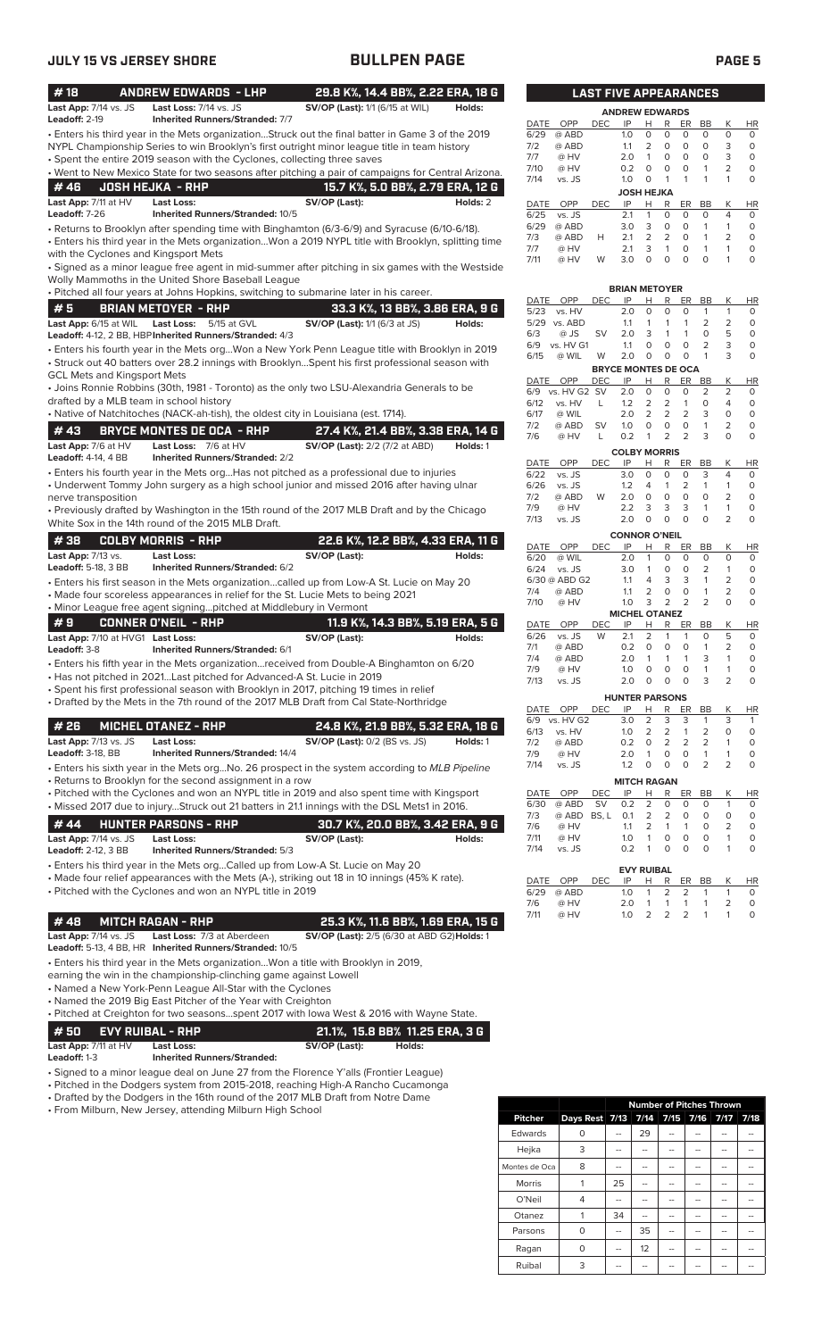## BULLPEN PAGE

JULY 15 VS JERSEY SHORE

### #18 ANDREW EDWARDS - LHP — 29.8 K%, 14.4 BB%, 2.22 ERA, 18 G

**Last App:** 7/14 vs. JS **Last Loss:** 7/14 vs. JS **SV/OP (Last):** 1/1 (6/15 at WIL) **Holds:**
**Leadoff:** 2-19 **Inherited Runners/Stranded:** 7/7

- Enters his third year in the Mets organization...Struck out the final batter in Game 3 of the 2019 NYPL Championship Series to win Brooklyn's first outright minor league title in team history
- Spent the entire 2019 season with the Cyclones, collecting three saves
- Went to New Mexico State for two seasons after pitching a pair of campaigns for Central Arizona.

### #46 JOSH HEJKA - RHP — 15.7 K%, 5.0 BB%, 2.79 ERA, 12 G

**Last App:** 7/11 at HV **Last Loss:** **SV/OP (Last):** **Holds:** 2
**Leadoff:** 7-26 **Inherited Runners/Stranded:** 10/5

- Returns to Brooklyn after spending time with Binghamton (6/3-6/9) and Syracuse (6/10-6/18).
- Enters his third year in the Mets organization...Won a 2019 NYPL title with Brooklyn, splitting time with the Cyclones and Kingsport Mets
- Signed as a minor league free agent in mid-summer after pitching in six games with the Westside Wolly Mammoths in the United Shore Baseball League
- Pitched all four years at Johns Hopkins, switching to submarine later in his career.

### #5 BRIAN METOYER - RHP — 33.3 K%, 13 BB%, 3.86 ERA, 9 G

**Last App:** 6/15 at WIL **Last Loss:** 5/15 at GVL **SV/OP (Last):** 1/1 (6/3 at JS) **Holds:**
**Leadoff:** 4-12, 2 BB, HBP **Inherited Runners/Stranded:** 4/3

- Enters his fourth year in the Mets org...Won a New York Penn League title with Brooklyn in 2019
- Struck out 40 batters over 28.2 innings with Brooklyn...Spent his first professional season with GCL Mets and Kingsport Mets
- Joins Ronnie Robbins (30th, 1981 - Toronto) as the only two LSU-Alexandria Generals to be drafted by a MLB team in school history
- Native of Natchitoches (NACK-ah-tish), the oldest city in Louisiana (est. 1714).

### #43 BRYCE MONTES DE OCA - RHP — 27.4 K%, 21.4 BB%, 3.38 ERA, 14 G

**Last App:** 7/6 at HV **Last Loss:** 7/6 at HV **SV/OP (Last):** 2/2 (7/2 at ABD) **Holds:** 1
**Leadoff:** 4-14, 4 BB **Inherited Runners/Stranded:** 2/2

- Enters his fourth year in the Mets org...Has not pitched as a professional due to injuries
- Underwent Tommy John surgery as a high school junior and missed 2016 after having ulnar nerve transposition
- Previously drafted by Washington in the 15th round of the 2017 MLB Draft and by the Chicago White Sox in the 14th round of the 2015 MLB Draft.

### #38 COLBY MORRIS - RHP — 22.6 K%, 12.2 BB%, 4.33 ERA, 11 G

**Last App:** 7/13 vs. **Last Loss:** **SV/OP (Last):** **Holds:**
**Leadoff:** 5-18, 3 BB **Inherited Runners/Stranded:** 6/2

- Enters his first season in the Mets organization...called up from Low-A St. Lucie on May 20
- Made four scoreless appearances in relief for the St. Lucie Mets to being 2021
- Minor League free agent signing...pitched at Middlebury in Vermont

### #9 CONNER O'NEIL - RHP — 11.9 K%, 14.3 BB%, 5.19 ERA, 5 G

**Last App:** 7/10 at HVG1 **Last Loss:** **SV/OP (Last):** **Holds:**
**Leadoff:** 3-8 **Inherited Runners/Stranded:** 6/1

- Enters his fifth year in the Mets organization...received from Double-A Binghamton on 6/20
- Has not pitched in 2021...Last pitched for Advanced-A St. Lucie in 2019
- Spent his first professional season with Brooklyn in 2017, pitching 19 times in relief
- Drafted by the Mets in the 7th round of the 2017 MLB Draft from Cal State-Northridge

### #26 MICHEL OTANEZ - RHP — 24.8 K%, 21.9 BB%, 5.32 ERA, 18 G

**Last App:** 7/13 vs. JS **Last Loss:** **SV/OP (Last):** 0/2 (BS vs. JS) **Holds:** 1
**Leadoff:** 3-18, BB **Inherited Runners/Stranded:** 14/4

- Enters his sixth year in the Mets org...No. 26 prospect in the system according to *MLB Pipeline*
- Returns to Brooklyn for the second assignment in a row
- Pitched with the Cyclones and won an NYPL title in 2019 and also spent time with Kingsport
- Missed 2017 due to injury...Struck out 21 batters in 21.1 innings with the DSL Mets1 in 2016.

### #44 HUNTER PARSONS - RHP — 30.7 K%, 20.0 BB%, 3.42 ERA, 9 G

**Last App:** 7/14 vs. JS **Last Loss:** **SV/OP (Last):** **Holds:**
**Leadoff:** 2-12, 3 BB **Inherited Runners/Stranded:** 5/3

- Enters his third year in the Mets org...Called up from Low-A St. Lucie on May 20
- Made four relief appearances with the Mets (A-), striking out 18 in 10 innings (45% K rate).
- Pitched with the Cyclones and won an NYPL title in 2019

### #48 MITCH RAGAN - RHP — 25.3 K%, 11.6 BB%, 1.69 ERA, 15 G

**Last App:** 7/14 vs. JS **Last Loss:** 7/3 at Aberdeen **SV/OP (Last):** 2/5 (6/30 at ABD G2) **Holds:** 1
**Leadoff:** 5-13, 4 BB, HR **Inherited Runners/Stranded:** 10/5

- Enters his third year in the Mets organization...Won a title with Brooklyn in 2019, earning the win in the championship-clinching game against Lowell
- Named a New York-Penn League All-Star with the Cyclones
- Named the 2019 Big East Pitcher of the Year with Creighton
- Pitched at Creighton for two seasons...spent 2017 with Iowa West & 2016 with Wayne State.

### #50 EVY RUIBAL - RHP — 21.1%, 15.8 BB% 11.25 ERA, 3 G

**Last App:** 7/11 at HV **Last Loss:** **SV/OP (Last):** **Holds:**
**Leadoff:** 1-3 **Inherited Runners/Stranded:**

- Signed to a minor league deal on June 27 from the Florence Y'alls (Frontier League)
- Pitched in the Dodgers system from 2015-2018, reaching High-A Rancho Cucamonga
- Drafted by the Dodgers in the 16th round of the 2017 MLB Draft from Notre Dame
- From Milburn, New Jersey, attending Milburn High School

## LAST FIVE APPEARANCES

**ANDREW EDWARDS**

| DATE | OPP | DEC | IP | H | R | ER | BB | K | HR |
|---|---|---|---|---|---|---|---|---|---|
| 6/29 | @ ABD | | 1.0 | 0 | 0 | 0 | 0 | 0 | 0 |
| 7/2 | @ ABD | | 1.1 | 2 | 0 | 0 | 0 | 3 | 0 |
| 7/7 | @ HV | | 2.0 | 1 | 0 | 0 | 0 | 3 | 0 |
| 7/10 | @ HV | | 0.2 | 0 | 0 | 0 | 1 | 2 | 0 |
| 7/14 | vs. JS | | 1.0 | 0 | 1 | 1 | 1 | 1 | 0 |

**JOSH HEJKA**

| DATE | OPP | DEC | IP | H | R | ER | BB | K | HR |
|---|---|---|---|---|---|---|---|---|---|
| 6/25 | vs. JS | | 2.1 | 1 | 0 | 0 | 0 | 4 | 0 |
| 6/29 | @ ABD | | 3.0 | 3 | 0 | 0 | 1 | 1 | 0 |
| 7/3 | @ ABD | H | 2.1 | 2 | 2 | 0 | 1 | 2 | 0 |
| 7/7 | @ HV | | 2.1 | 3 | 1 | 0 | 1 | 1 | 0 |
| 7/11 | @ HV | W | 3.0 | 0 | 0 | 0 | 0 | 1 | 0 |

**BRIAN METOYER**

| DATE | OPP | DEC | IP | H | R | ER | BB | K | HR |
|---|---|---|---|---|---|---|---|---|---|
| 5/23 | vs. HV | | 2.0 | 0 | 0 | 0 | 1 | 1 | 0 |
| 5/29 | vs. ABD | | 1.1 | 1 | 1 | 1 | 2 | 2 | 0 |
| 6/3 | @ JS | SV | 2.0 | 3 | 1 | 1 | 0 | 5 | 0 |
| 6/9 | vs. HV G1 | | 1.1 | 0 | 0 | 0 | 2 | 3 | 0 |
| 6/15 | @ WIL | W | 2.0 | 0 | 0 | 0 | 1 | 3 | 0 |

**BRYCE MONTES DE OCA**

| DATE | OPP | DEC | IP | H | R | ER | BB | K | HR |
|---|---|---|---|---|---|---|---|---|---|
| 6/9 | vs. HV G2 | SV | 2.0 | 0 | 0 | 0 | 2 | 2 | 0 |
| 6/12 | vs. HV | L | 1.2 | 2 | 2 | 1 | 0 | 4 | 0 |
| 6/17 | @ WIL | | 2.0 | 2 | 2 | 2 | 3 | 0 | 0 |
| 7/2 | @ ABD | SV | 1.0 | 0 | 0 | 0 | 1 | 2 | 0 |
| 7/6 | @ HV | L | 0.2 | 1 | 2 | 2 | 3 | 0 | 0 |

**COLBY MORRIS**

| DATE | OPP | DEC | IP | H | R | ER | BB | K | HR |
|---|---|---|---|---|---|---|---|---|---|
| 6/22 | vs. JS | | 3.0 | 0 | 0 | 0 | 3 | 4 | 0 |
| 6/26 | vs. JS | | 1.2 | 4 | 1 | 2 | 1 | 1 | 0 |
| 7/2 | @ ABD | W | 2.0 | 0 | 0 | 0 | 0 | 2 | 0 |
| 7/9 | @ HV | | 2.2 | 3 | 3 | 3 | 1 | 1 | 0 |
| 7/13 | vs. JS | | 2.0 | 0 | 0 | 0 | 0 | 2 | 0 |

**CONNOR O'NEIL**

| DATE | OPP | DEC | IP | H | R | ER | BB | K | HR |
|---|---|---|---|---|---|---|---|---|---|
| 6/20 | @ WIL | | 2.0 | 1 | 0 | 0 | 0 | 0 | 0 |
| 6/24 | vs. JS | | 3.0 | 1 | 0 | 0 | 2 | 1 | 0 |
| 6/30 | @ ABD G2 | | 1.1 | 4 | 3 | 3 | 1 | 2 | 0 |
| 7/4 | @ ABD | | 1.1 | 2 | 0 | 0 | 1 | 2 | 0 |
| 7/10 | @ HV | | 1.0 | 3 | 2 | 2 | 2 | 0 | 0 |

**MICHEL OTANEZ**

| DATE | OPP | DEC | IP | H | R | ER | BB | K | HR |
|---|---|---|---|---|---|---|---|---|---|
| 6/26 | vs. JS | W | 2.1 | 2 | 1 | 1 | 0 | 5 | 0 |
| 7/1 | @ ABD | | 0.2 | 0 | 0 | 0 | 1 | 2 | 0 |
| 7/4 | @ ABD | | 2.0 | 1 | 1 | 1 | 3 | 1 | 0 |
| 7/9 | @ HV | | 1.0 | 0 | 0 | 0 | 1 | 1 | 0 |
| 7/13 | vs. JS | | 2.0 | 0 | 0 | 0 | 3 | 2 | 0 |

**HUNTER PARSONS**

| DATE | OPP | DEC | IP | H | R | ER | BB | K | HR |
|---|---|---|---|---|---|---|---|---|---|
| 6/9 | vs. HV G2 | | 3.0 | 2 | 3 | 3 | 1 | 3 | 1 |
| 6/13 | vs. HV | | 1.0 | 2 | 2 | 1 | 2 | 0 | 0 |
| 7/2 | @ ABD | | 0.2 | 0 | 2 | 2 | 2 | 1 | 0 |
| 7/9 | @ HV | | 2.0 | 1 | 0 | 0 | 1 | 1 | 0 |
| 7/14 | vs. JS | | 1.2 | 0 | 0 | 0 | 2 | 2 | 0 |

**MITCH RAGAN**

| DATE | OPP | DEC | IP | H | R | ER | BB | K | HR |
|---|---|---|---|---|---|---|---|---|---|
| 6/30 | @ ABD | SV | 0.2 | 2 | 0 | 0 | 0 | 1 | 0 |
| 7/3 | @ ABD | BS, L | 0.1 | 2 | 2 | 0 | 0 | 0 | 0 |
| 7/6 | @ HV | | 1.1 | 2 | 1 | 1 | 0 | 2 | 0 |
| 7/11 | @ HV | | 1.0 | 1 | 0 | 0 | 0 | 1 | 0 |
| 7/14 | vs. JS | | 0.2 | 1 | 0 | 0 | 0 | 1 | 0 |

**EVY RUIBAL**

| DATE | OPP | DEC | IP | H | R | ER | BB | K | HR |
|---|---|---|---|---|---|---|---|---|---|
| 6/29 | @ ABD | | 1.0 | 1 | 2 | 2 | 1 | 1 | 0 |
| 7/6 | @ HV | | 2.0 | 1 | 1 | 1 | 1 | 2 | 0 |
| 7/11 | @ HV | | 1.0 | 2 | 2 | 2 | 1 | 1 | 0 |

| | | Number of Pitches Thrown | | | | | |
|---|---|---|---|---|---|---|---|
| Pitcher | Days Rest | 7/13 | 7/14 | 7/15 | 7/16 | 7/17 | 7/18 |
| Edwards | 0 | -- | 29 | -- | -- | -- | -- |
| Hejka | 3 | -- | -- | -- | -- | -- | -- |
| Montes de Oca | 8 | -- | -- | -- | -- | -- | -- |
| Morris | 1 | 25 | -- | -- | -- | -- | -- |
| O'Neil | 4 | -- | -- | -- | -- | -- | -- |
| Otanez | 1 | 34 | -- | -- | -- | -- | -- |
| Parsons | 0 | -- | 35 | -- | -- | -- | -- |
| Ragan | 0 | -- | 12 | -- | -- | -- | -- |
| Ruibal | 3 | -- | -- | -- | -- | -- | -- |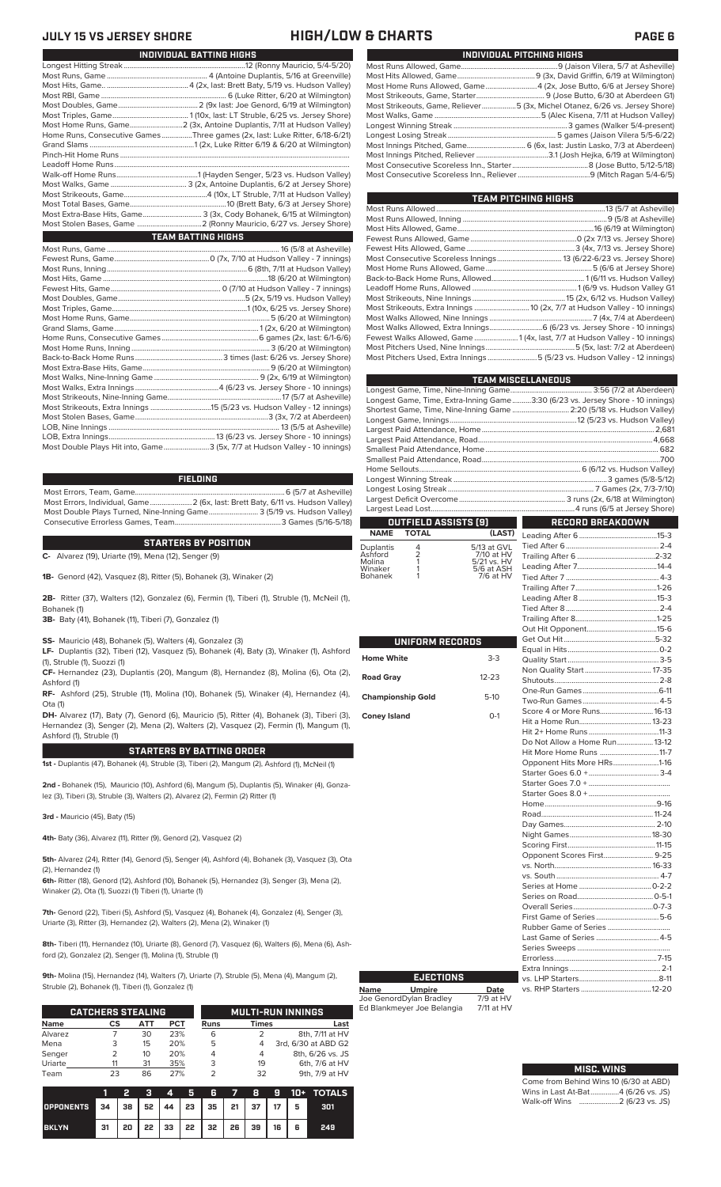# JULY 15 VS JERSEY SHORE — HIGH/LOW & CHARTS

## INDIVIDUAL BATTING HIGHS

| | |
|---|---|
| Longest Hitting Streak | 12 (Ronny Mauricio, 5/4-5/20) |
| Most Runs, Game | 4 (Antoine Duplantis, 5/16 at Greenville) |
| Most Hits, Game | 4 (2x, last: Brett Baty, 5/19 vs. Hudson Valley) |
| Most RBI, Game | 6 (Luke Ritter, 6/20 at Wilmington) |
| Most Doubles, Game | 2 (9x last: Joe Genord, 6/19 at Wilmington) |
| Most Triples, Game | 1 (10x, last: LT Struble, 6/25 vs. Jersey Shore) |
| Most Home Runs, Game | 2 (3x, Antoine Duplantis, 7/11 at Hudson Valley) |
| Home Runs, Consecutive Games | Three games (2x, last: Luke Ritter, 6/18-6/21) |
| Grand Slams | 1 (2x, Luke Ritter 6/19 & 6/20 at Wilmington) |
| Pinch-Hit Home Runs | |
| Leadoff Home Runs | |
| Walk-off Home Runs | 1 (Hayden Senger, 5/23 vs. Hudson Valley) |
| Most Walks, Game | 3 (2x, Antoine Duplantis, 6/2 at Jersey Shore) |
| Most Strikeouts, Game | 4 (10x, LT Struble, 7/11 at Hudson Valley) |
| Most Total Bases, Game | 10 (Brett Baty, 6/3 at Jersey Shore) |
| Most Extra-Base Hits, Game | 3 (3x, Cody Bohanek, 6/15 at Wilmington) |
| Most Stolen Bases, Game | 2 (Ronny Mauricio, 6/27 vs. Jersey Shore) |

## TEAM BATTING HIGHS

| | |
|---|---|
| Most Runs, Game | 16 (5/8 at Asheville) |
| Fewest Runs, Game | 0 (7x, 7/10 at Hudson Valley - 7 innings) |
| Most Runs, Inning | 6 (8th, 7/11 at Hudson Valley) |
| Most Hits, Game | 18 (6/20 at Wilmington) |
| Fewest Hits, Game | 0 (7/10 at Hudson Valley - 7 innings) |
| Most Doubles, Game | 5 (2x, 5/19 vs. Hudson Valley) |
| Most Triples, Game | 1 (10x, 6/25 vs. Jersey Shore) |
| Most Home Runs, Game | 5 (6/20 at Wilmington) |
| Grand Slams, Game | 1 (2x, 6/20 at Wilmington) |
| Home Runs, Consecutive Games | 6 games (2x, last: 6/1-6/6) |
| Most Home Runs, Inning | 3 (6/20 at Wilmington) |
| Back-to-Back Home Runs | 3 times (last: 6/26 vs. Jersey Shore) |
| Most Extra-Base Hits, Game | 9 (6/20 at Wilmington) |
| Most Walks, Nine-Inning Game | 9 (2x, 6/19 at Wilmington) |
| Most Walks, Extra Innings | 4 (6/23 vs. Jersey Shore - 10 innings) |
| Most Strikeouts, Nine-Inning Game | 17 (5/7 at Asheville) |
| Most Strikeouts, Extra Innings | 15 (5/23 vs. Hudson Valley - 12 innings) |
| Most Stolen Bases, Game | 3 (3x, 7/2 at Aberdeen) |
| LOB, Nine Innings | 13 (5/5 at Asheville) |
| LOB, Extra Innings | 13 (6/23 vs. Jersey Shore - 10 innings) |
| Most Double Plays Hit into, Game | 3 (5x, 7/7 at Hudson Valley - 10 innings) |

## FIELDING

| | |
|---|---|
| Most Errors, Team, Game | 6 (5/7 at Asheville) |
| Most Errors, Individual, Game | 2 (6x, last: Brett Baty, 6/11 vs. Hudson Valley) |
| Most Double Plays Turned, Nine-Inning Game | 3 (5/19 vs. Hudson Valley) |
| Consecutive Errorless Games, Team | 3 Games (5/16-5/18) |

## STARTERS BY POSITION

**C-** Alvarez (19), Uriarte (19), Mena (12), Senger (9)

**1B-** Genord (42), Vasquez (8), Ritter (5), Bohanek (3), Winaker (2)

**2B-** Ritter (37), Walters (12), Gonzalez (6), Fermin (1), Tiberi (1), Struble (1), McNeil (1), Bohanek (1)

**3B-** Baty (41), Bohanek (11), Tiberi (7), Gonzalez (1)

**SS-** Mauricio (48), Bohanek (5), Walters (4), Gonzalez (3)

**LF-** Duplantis (32), Tiberi (12), Vasquez (5), Bohanek (4), Baty (3), Winaker (1), Ashford (1), Struble (1), Suozzi (1)

**CF-** Hernandez (23), Duplantis (20), Mangum (8), Hernandez (8), Molina (6), Ota (2), Ashford (1)

**RF-** Ashford (25), Struble (11), Molina (10), Bohanek (5), Winaker (4), Hernandez (4), Ota (1)

**DH-** Alvarez (17), Baty (7), Genord (6), Mauricio (5), Ritter (4), Bohanek (3), Tiberi (3), Hernandez (3), Senger (2), Mena (2), Walters (2), Vasquez (2), Fermin (1), Mangum (1), Ashford (1), Struble (1)

## STARTERS BY BATTING ORDER

**1st -** Duplantis (47), Bohanek (4), Struble (3), Tiberi (2), Mangum (2), Ashford (1), McNeil (1)

**2nd -** Bohanek (15), Mauricio (10), Ashford (6), Mangum (5), Duplantis (5), Winaker (4), Gonzalez (3), Tiberi (3), Struble (3), Walters (2), Alvarez (2), Fermin (2) Ritter (1)

**3rd -** Mauricio (45), Baty (15)

**4th-** Baty (36), Alvarez (11), Ritter (9), Genord (2), Vasquez (2)

**5th-** Alvarez (24), Ritter (14), Genord (15), Senger (4), Ashford (4), Bohanek (3), Vasquez (3), Ota (2), Hernandez (1)

**6th-** Ritter (18), Genord (12), Ashford (10), Bohanek (5), Hernandez (5), Senger (3), Mena (2), Winaker (2), Ota (1), Suozzi (1), Tiberi (1), Uriarte (1)

**7th-** Genord (22), Tiberi (5), Ashford (5), Vasquez (4), Bohanek (4), Gonzalez (4), Senger (3), Uriarte (3), Ritter (3), Hernandez (2), Walters (2), Mena (2), Winaker (1)

**8th-** Tiberi (11), Hernandez (10), Uriarte (8), Genord (7), Vasquez (6), Walters (6), Mena (6), Ashford (2), Gonzalez (2), Senger (1), Molina (1), Struble (1)

**9th-** Molina (15), Hernandez (14), Walters (7), Uriarte (7), Struble (6), Mena (4), Mangum (2), Struble (2), Bohanek (1), Tiberi (1), Gonzalez (1)

## CATCHERS STEALING

| Name | CS | ATT | PCT |
|---|---|---|---|
| Alvarez | 7 | 30 | 23% |
| Mena | 3 | 15 | 20% |
| Senger | 2 | 10 | 20% |
| Uriarte | 11 | 31 | 35% |
| Team | 23 | 86 | 27% |

## MULTI-RUN INNINGS

| Runs | Times | Last |
|---|---|---|
| 6 | 2 | 8th, 7/11 at HV |
| 5 | 4 | 3rd, 6/30 at ABD G2 |
| 4 | 4 | 8th, 6/26 vs. JS |
| 3 | 19 | 6th, 7/6 at HV |
| 2 | 32 | 9th, 7/9 at HV |

| | 1 | 2 | 3 | 4 | 5 | 6 | 7 | 8 | 9 | 10+ | TOTALS |
|---|---|---|---|---|---|---|---|---|---|---|---|
| OPPONENTS | 34 | 38 | 52 | 44 | 23 | 35 | 21 | 37 | 17 | 5 | 301 |
| BKLYN | 31 | 20 | 22 | 33 | 22 | 32 | 26 | 39 | 16 | 6 | 249 |

## INDIVIDUAL PITCHING HIGHS

| | |
|---|---|
| Most Runs Allowed, Game | 9 (Jaison Vilera, 5/7 at Asheville) |
| Most Hits Allowed, Game | 9 (3x, David Griffin, 6/19 at Wilmington) |
| Most Home Runs Allowed, Game | 4 (2x, Jose Butto, 6/6 at Jersey Shore) |
| Most Strikeouts, Game, Starter | 9 (Jose Butto, 6/30 at Aberdeen G1) |
| Most Strikeouts, Game, Reliever | 5 (3x, Michel Otanez, 6/26 vs. Jersey Shore) |
| Most Walks, Game | 5 (Alec Kisena, 7/11 at Hudson Valley) |
| Longest Winning Streak | 3 games (Walker 5-4-present) |
| Longest Losing Streak | 5 games (Jaison Vilera 5/5-6/22) |
| Most Innings Pitched, Game | 6 (6x, last: Justin Lasko, 7/3 at Aberdeen) |
| Most Innings Pitched, Reliever | 3.1 (Josh Hejka, 6/19 at Wilmington) |
| Most Consecutive Scoreless Inn., Starter | 8 (Jose Butto, 5/12-5/18) |
| Most Consecutive Scoreless Inn., Reliever | 9 (Mitch Ragan 5/4-6/5) |

## TEAM PITCHING HIGHS

| | |
|---|---|
| Most Runs Allowed | 13 (5/7 at Asheville) |
| Most Runs Allowed, Inning | 9 (5/8 at Asheville) |
| Most Hits Allowed, Game | 16 (6/19 at Wilmington) |
| Fewest Runs Allowed, Game | 0 (2x 7/13 vs. Jersey Shore) |
| Fewest Hits Allowed, Game | 3 (4x, 7/13 vs. Jersey Shore) |
| Most Consecutive Scoreless Innings | 13 (6/22-6/23 vs. Jersey Shore) |
| Most Home Runs Allowed, Game | 5 (6/6 at Jersey Shore) |
| Back-to-Back Home Runs, Allowed | 1 (6/11 vs. Hudson Valley) |
| Leadoff Home Runs, Allowed | 1 (6/9 vs. Hudson Valley G1 |
| Most Strikeouts, Nine Innings | 15 (2x, 6/12 vs. Hudson Valley) |
| Most Strikeouts, Extra Innings | 10 (2x, 7/7 at Hudson Valley - 10 innings) |
| Most Walks Allowed, Nine Innings | 7 (4x, 7/4 at Aberdeen) |
| Most Walks Allowed, Extra Innings | 6 (6/23 vs. Jersey Shore - 10 innings) |
| Fewest Walks Allowed, Game | 1 (4x, last: 7/7 at Hudson Valley - 10 innings) |
| Most Pitchers Used, Nine Innings | 5 (5x, last: 7/2 at Aberdeen) |
| Most Pitchers Used, Extra Innings | 5 (5/23 vs. Hudson Valley - 12 innings) |

## TEAM MISCELLANEOUS

| | |
|---|---|
| Longest Game, Time, Nine-Inning Game | 3:56 (7/2 at Aberdeen) |
| Longest Game, Time, Extra-Inning Game | 3:30 (6/23 vs. Jersey Shore - 10 innings) |
| Shortest Game, Time, Nine-Inning Game | 2:20 (5/18 vs. Hudson Valley) |
| Longest Game, Innings | 12 (5/23 vs. Hudson Valley) |
| Largest Paid Attendance, Home | 2,681 |
| Largest Paid Attendance, Road | 4,668 |
| Smallest Paid Attendance, Home | 682 |
| Smallest Paid Attendance, Road | 700 |
| Home Sellouts | 6 (6/12 vs. Hudson Valley) |
| Longest Winning Streak | 3 games (5/8-5/12) |
| Longest Losing Streak | 7 Games (2x, 7/3-7/10) |
| Largest Deficit Overcome | 3 runs (2x, 6/18 at Wilmington) |
| Largest Lead Lost | 4 runs (6/5 at Jersey Shore) |

## OUTFIELD ASSISTS (9)

| NAME | TOTAL | (LAST) |
|---|---|---|
| Duplantis | 4 | 5/13 at GVL |
| Ashford | 2 | 7/10 at HV |
| Molina | 1 | 5/21 vs. HV |
| Winaker | 1 | 5/6 at ASH |
| Bohanek | 1 | 7/6 at HV |

## UNIFORM RECORDS

| | |
|---|---|
| Home White | 3-3 |
| Road Gray | 12-23 |
| Championship Gold | 5-10 |
| Coney Island | 0-1 |

## RECORD BREAKDOWN

| | |
|---|---|
| Leading After 6 | 15-3 |
| Tied After 6 | 2-4 |
| Trailing After 6 | 2-32 |
| Leading After 7 | 14-4 |
| Tied After 7 | 4-3 |
| Trailing After 7 | 1-26 |
| Leading After 8 | 15-3 |
| Tied After 8 | 2-4 |
| Trailing After 8 | 1-25 |
| Out Hit Opponent | 15-6 |
| Get Out Hit | 5-32 |
| Equal in Hits | 0-2 |
| Quality Start | 3-5 |
| Non Quality Start | 17-35 |
| Shutouts | 2-8 |
| One-Run Games | 6-11 |
| Two-Run Games | 4-5 |
| Score 4 or More Runs | 16-13 |
| Hit a Home Run | 13-23 |
| Hit 2+ Home Runs | 11-3 |
| Do Not Allow a Home Run | 13-12 |
| Hit More Home Runs | 11-7 |
| Opponent Hits More HRs | 1-16 |
| Starter Goes 6.0 + | 3-4 |
| Starter Goes 7.0 + | |
| Starter Goes 8.0 + | |
| Home | 9-16 |
| Road | 11-24 |
| Day Games | 2-10 |
| Night Games | 18-30 |
| Scoring First | 11-15 |
| Opponent Scores First | 9-25 |
| vs. North | 16-33 |
| vs. South | 4-7 |
| Series at Home | 0-2-2 |
| Series on Road | 0-5-1 |
| Overall Series | 0-7-3 |
| First Game of Series | 5-6 |
| Rubber Game of Series | |
| Last Game of Series | 4-5 |
| Series Sweeps | |
| Errorless | 7-15 |
| Extra Innings | 2-1 |
| vs. LHP Starters | 8-11 |
| vs. RHP Starters | 12-20 |

## EJECTIONS

| Name | Umpire | Date |
|---|---|---|
| Joe Genord | Dylan Bradley | 7/9 at HV |
| Ed Blankmeyer | Joe Belangia | 7/11 at HV |

## MISC. WINS

| | |
|---|---|
| Come from Behind Wins | 10 (6/30 at ABD) |
| Wins in Last At-Bat | 4 (6/26 vs. JS) |
| Walk-off Wins | 2 (6/23 vs. JS) |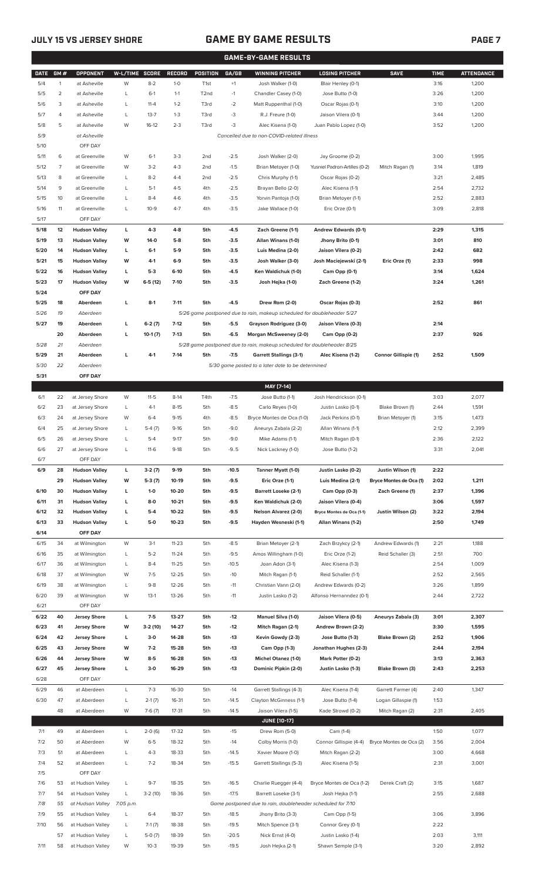## JULY 15 VS JERSEY SHORE

## GAME BY GAME RESULTS

### GAME-BY-GAME RESULTS

| DATE | GM # | OPPONENT | W-L/TIME | SCORE | RECORD | POSITION | GA/GB | WINNING PITCHER | LOSING PITCHER | SAVE | TIME | ATTENDANCE |
|---|---|---|---|---|---|---|---|---|---|---|---|---|
| 5/4 | 1 | at Asheville | W | 8-2 | 1-0 | T1st | +1 | Josh Walker (1-0) | Blair Henley (0-1) | | 3:16 | 1,200 |
| 5/5 | 2 | at Asheville | L | 6-1 | 1-1 | T2nd | -1 | Chandler Casey (1-0) | Jose Butto (1-0) | | 3:26 | 1,200 |
| 5/6 | 3 | at Asheville | L | 11-4 | 1-2 | T3rd | -2 | Matt Ruppenthal (1-0) | Oscar Rojas (0-1) | | 3:10 | 1,200 |
| 5/7 | 4 | at Asheville | L | 13-7 | 1-3 | T3rd | -3 | R.J. Freure (1-0) | Jaison Vilera (0-1) | | 3:44 | 1,200 |
| 5/8 | 5 | at Asheville | W | 16-12 | 2-3 | T3rd | -3 | Alec Kisena (1-0) | Juan Pablo Lopez (1-0) | | 3:52 | 1,200 |
| 5/9 | | at Asheville | | | | | | *Cancelled due to non-COVID-related illness* | | | | |
| 5/10 | | OFF DAY | | | | | | | | | | |
| 5/11 | 6 | at Greenville | W | 6-1 | 3-3 | 2nd | -2.5 | Josh Walker (2-0) | Jay Groome (0-2) | | 3:00 | 1,995 |
| 5/12 | 7 | at Greenville | W | 3-2 | 4-3 | 2nd | -1.5 | Brian Metoyer (1-0) | Yusniel Padron-Artilles (0-2) | Mitch Ragan (1) | 3:14 | 1,819 |
| 5/13 | 8 | at Greenville | L | 8-2 | 4-4 | 2nd | -2.5 | Chris Murphy (1-1) | Oscar Rojas (0-2) | | 3:21 | 2,485 |
| 5/14 | 9 | at Greenville | L | 5-1 | 4-5 | 4th | -2.5 | Brayan Bello (2-0) | Alec Kisena (1-1) | | 2:54 | 2,732 |
| 5/15 | 10 | at Greenville | L | 8-4 | 4-6 | 4th | -3.5 | Yorvin Pantoja (1-0) | Brian Metoyer (1-1) | | 2:52 | 2,883 |
| 5/16 | 11 | at Greenville | L | 10-9 | 4-7 | 4th | -3.5 | Jake Wallace (1-0) | Eric Orze (0-1) | | 3:09 | 2,818 |
| 5/17 | | OFF DAY | | | | | | | | | | |
| **5/18** | **12** | **Hudson Valley** | **L** | **4-3** | **4-8** | **5th** | **-4.5** | **Zach Greene (1-1)** | **Andrew Edwards (0-1)** | | **2:29** | **1,315** |
| **5/19** | **13** | **Hudson Valley** | **W** | **14-0** | **5-8** | **5th** | **-3.5** | **Allan Winans (1-0)** | **Jhony Brito (0-1)** | | **3:01** | **810** |
| **5/20** | **14** | **Hudson Valley** | **L** | **6-1** | **5-9** | **5th** | **-3.5** | **Luis Medina (2-0)** | **Jaison Vilera (0-2)** | | **2:42** | **682** |
| **5/21** | **15** | **Hudson Valley** | **W** | **4-1** | **6-9** | **5th** | **-3.5** | **Josh Walker (3-0)** | **Josh Maciejewski (2-1)** | **Eric Orze (1)** | **2:33** | **998** |
| **5/22** | **16** | **Hudson Valley** | **L** | **5-3** | **6-10** | **5th** | **-4.5** | **Ken Waldichuk (1-0)** | **Cam Opp (0-1)** | | **3:14** | **1,624** |
| **5/23** | **17** | **Hudson Valley** | **W** | **6-5 (12)** | **7-10** | **5th** | **-3.5** | **Josh Hejka (1-0)** | **Zach Greene (1-2)** | | **3:24** | **1,261** |
| **5/24** | | **OFF DAY** | | | | | | | | | | |
| **5/25** | **18** | **Aberdeen** | **L** | **8-1** | **7-11** | **5th** | **-4.5** | **Drew Rom (2-0)** | **Oscar Rojas (0-3)** | | **2:52** | **861** |
| *5/26* | *19* | *Aberdeen* | | | | | | *5/26 game postponed due to rain, makeup scheduled for doubleheader 5/27* | | | | |
| **5/27** | **19** | **Aberdeen** | **L** | **6-2 (7)** | **7-12** | **5th** | **-5.5** | **Grayson Rodriguez (3-0)** | **Jaison Vilera (0-3)** | | **2:14** | |
| | **20** | **Aberdeen** | **L** | **10-1 (7)** | **7-13** | **5th** | **-6.5** | **Morgan McSweeney (2-0)** | **Cam Opp (0-2)** | | **2:37** | **926** |
| *5/28* | *21* | *Aberdeen* | | | | | | *5/28 game postponed due to rain, makeup scheduled for doubleheader 8/25* | | | | |
| **5/29** | **21** | **Aberdeen** | **L** | **4-1** | **7-14** | **5th** | **-7.5** | **Garrett Stallings (3-1)** | **Alec Kisena (1-2)** | **Connor Gillispie (1)** | **2:52** | **1,509** |
| *5/30* | *22* | *Aberdeen* | | | | | | *5/30 game posted to a later date to be determined* | | | | |
| **5/31** | | **OFF DAY** | | | | | | | | | | |
| | | | | | | | | **MAY [7-14]** | | | | |
| 6/1 | 22 | at Jersey Shore | W | 11-5 | 8-14 | T4th | -7.5 | Jose Butto (1-1) | Josh Hendrickson (0-1) | | 3:03 | 2,077 |
| 6/2 | 23 | at Jersey Shore | L | 4-1 | 8-15 | 5th | -8.5 | Carlo Reyes (1-0) | Justin Lasko (0-1) | Blake Brown (1) | 2:44 | 1,591 |
| 6/3 | 24 | at Jersey Shore | W | 6-4 | 9-15 | 4th | -8.5 | Bryce Montes de Oca (1-0) | Jack Perkins (0-1) | Brian Metoyer (1) | 3:15 | 1,473 |
| 6/4 | 25 | at Jersey Shore | L | 5-4 (7) | 9-16 | 5th | -9.0 | Aneurys Zabala (2-2) | Allan Winans (1-1) | | 2:12 | 2,399 |
| 6/5 | 26 | at Jersey Shore | L | 5-4 | 9-17 | 5th | -9.0 | Mike Adams (1-1) | Mitch Ragan (0-1) | | 2:36 | 2,122 |
| 6/6 | 27 | at Jersey Shore | L | 11-6 | 9-18 | 5th | -9..5 | Nick Lackney (1-0) | Jose Butto (1-2) | | 3:31 | 2,041 |
| 6/7 | | OFF DAY | | | | | | | | | | |
| **6/9** | **28** | **Hudson Valley** | **L** | **3-2 (7)** | **9-19** | **5th** | **-10.5** | **Tanner Myatt (1-0)** | **Justin Lasko (0-2)** | **Justin Wilson (1)** | **2:22** | |
| | **29** | **Hudson Valley** | **W** | **5-3 (7)** | **10-19** | **5th** | **-9.5** | **Eric Orze (1-1)** | **Luis Medina (2-1)** | **Bryce Montes de Oca (1)** | **2:02** | **1,211** |
| **6/10** | **30** | **Hudson Valley** | **L** | **1-0** | **10-20** | **5th** | **-9.5** | **Barrett Loseke (2-1)** | **Cam Opp (0-3)** | **Zach Greene (1)** | **2:37** | **1,396** |
| **6/11** | **31** | **Hudson Valley** | **L** | **8-0** | **10-21** | **5th** | **-9.5** | **Ken Waldichuk (2-0)** | **Jaison Vilera (0-4)** | | **3:06** | **1,597** |
| **6/12** | **32** | **Hudson Valley** | **L** | **5-4** | **10-22** | **5th** | **-9.5** | **Nelson Alvarez (2-0)** | **Bryce Montes de Oca (1-1)** | **Justin Wilson (2)** | **3:22** | **2,194** |
| **6/13** | **33** | **Hudson Valley** | **L** | **5-0** | **10-23** | **5th** | **-9.5** | **Hayden Wesneski (1-1)** | **Allan Winans (1-2)** | | **2:50** | **1,749** |
| **6/14** | | **OFF DAY** | | | | | | | | | | |
| 6/15 | 34 | at Wilmington | W | 3-1 | 11-23 | 5th | -8.5 | Brian Metoyer (2-1) | Zach Brzykcy (2-1) | Andrew Edwards (1) | 2:21 | 1,188 |
| 6/16 | 35 | at Wilmington | L | 5-2 | 11-24 | 5th | -9.5 | Amos Willingham (1-0) | Eric Orze (1-2) | Reid Schaller (3) | 2:51 | 700 |
| 6/17 | 36 | at Wilmington | L | 8-4 | 11-25 | 5th | -10.5 | Joan Adon (3-1) | Alec Kisena (1-3) | | 2:54 | 1,009 |
| 6/18 | 37 | at Wilmington | W | 7-5 | 12-25 | 5th | -10 | Mitch Ragan (1-1) | Reid Schaller (1-1) | | 2:52 | 2,565 |
| 6/19 | 38 | at Wilmington | L | 9-8 | 12-26 | 5th | -11 | Christian Vann (2-0) | Andrew Edwards (0-2) | | 3:26 | 1,899 |
| 6/20 | 39 | at Wilmington | W | 13-1 | 13-26 | 5th | -11 | Justin Lasko (1-2) | Alfonso Hernanndez (0-1) | | 2:44 | 2,722 |
| 6/21 | | OFF DAY | | | | | | | | | | |
| **6/22** | **40** | **Jersey Shore** | **L** | **7-5** | **13-27** | **5th** | **-12** | **Manuel Silva (1-0)** | **Jaison Vilera (0-5)** | **Aneurys Zabala (3)** | **3:01** | **2,307** |
| **6/23** | **41** | **Jersey Shore** | **W** | **3-2 (10)** | **14-27** | **5th** | **-12** | **Mitch Ragan (2-1)** | **Andrew Brown (2-2)** | | **3:30** | **1,595** |
| **6/24** | **42** | **Jersey Shore** | **L** | **3-0** | **14-28** | **5th** | **-13** | **Kevin Gowdy (2-3)** | **Jose Butto (1-3)** | **Blake Brown (2)** | **2:52** | **1,906** |
| **6/25** | **43** | **Jersey Shore** | **W** | **7-2** | **15-28** | **5th** | **-13** | **Cam Opp (1-3)** | **Jonathan Hughes (2-3)** | | **2:44** | **2,194** |
| **6/26** | **44** | **Jersey Shore** | **W** | **8-5** | **16-28** | **5th** | **-13** | **Michel Otanez (1-0)** | **Mark Potter (0-2)** | | **3:13** | **2,363** |
| **6/27** | **45** | **Jersey Shore** | **L** | **3-0** | **16-29** | **5th** | **-13** | **Dominic Pipkin (2-0)** | **Justin Lasko (1-3)** | **Blake Brown (3)** | **2:43** | **2,253** |
| 6/28 | | OFF DAY | | | | | | | | | | |
| 6/29 | 46 | at Aberdeen | L | 7-3 | 16-30 | 5th | -14 | Garrett Stallings (4-3) | Alec Kisena (1-4) | Garrett Farmer (4) | 2:40 | 1,347 |
| 6/30 | 47 | at Aberdeen | L | 2-1 (7) | 16-31 | 5th | -14.5 | Clayton McGinness (1-1) | Jose Butto (1-4) | Logan Gillaspie (1) | 1:53 | |
| | 48 | at Aberdeen | W | 7-6 (7) | 17-31 | 5th | -14.5 | Jaison Vilera (1-5) | Kade Strowd (0-2) | Mitch Ragan (2) | 2:31 | 2,405 |
| | | | | | | | | **JUNE [10-17]** | | | | |
| 7/1 | 49 | at Aberdeen | L | 2-0 (6) | 17-32 | 5th | -15 | Drew Rom (5-0) | Cam (1-4) | | 1:50 | 1,077 |
| 7/2 | 50 | at Aberdeen | W | 6-5 | 18-32 | 5th | -14 | Colby Morris (1-0) | Connor Gillispie (4-4) | Bryce Montes de Oca (2) | 3:56 | 2,004 |
| 7/3 | 51 | at Aberdeen | L | 4-3 | 18-33 | 5th | -14.5 | Xavier Moore (1-0) | Mitch Ragan (2-2) | | 3:00 | 4,668 |
| 7/4 | 52 | at Aberdeen | L | 7-2 | 18-34 | 5th | -15.5 | Garrett Stallings (5-3) | Alec Kisena (1-5) | | 2:31 | 3,001 |
| 7/5 | | OFF DAY | | | | | | | | | | |
| 7/6 | 53 | at Hudson Valley | L | 9-7 | 18-35 | 5th | -16.5 | Charlie Ruegger (4-4) | Bryce Montes de Oca (1-2) | Derek Craft (2) | 3:15 | 1,687 |
| 7/7 | 54 | at Hudson Valley | L | 3-2 (10) | 18-36 | 5th | -17.5 | Barrett Loseke (3-1) | Josh Hejka (1-1) | | 2:55 | 2,688 |
| *7/8* | *55* | *at Hudson Valley* | *7:05 p.m.* | | | | | *Game postponed due to rain, doubleheader scheduled for 7/10* | | | | |
| 7/9 | 55 | at Hudson Valley | L | 6-4 | 18-37 | 5th | -18.5 | Jhony Brito (3-3) | Cam Opp (1-5) | | 3:06 | 3,896 |
| 7/10 | 56 | at Hudson Valley | L | 7-1 (7) | 18-38 | 5th | -19.5 | Mitch Spence (3-1) | Connor Grey (0-1) | | 2:22 | |
| | 57 | at Hudson Valley | L | 5-0 (7) | 18-39 | 5th | -20.5 | Nick Ernst (4-0) | Justin Lasko (1-4) | | 2:03 | 3,111 |
| 7/11 | 58 | at Hudson Valley | W | 10-3 | 19-39 | 5th | -19.5 | Josh Hejka (2-1) | Shawn Semple (3-1) | | 3:20 | 2,892 |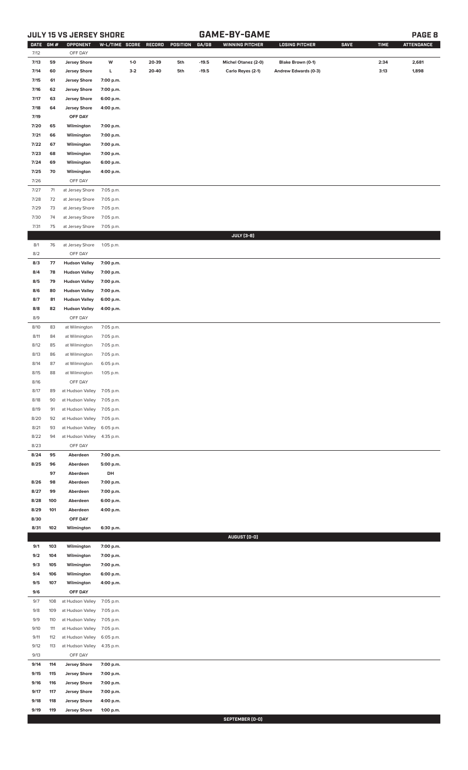## JULY 15 VS JERSEY SHORE

## GAME-BY-GAME

| DATE | GM # | OPPONENT | W-L/TIME | SCORE | RECORD | POSITION | GA/GB | WINNING PITCHER | LOSING PITCHER | SAVE | TIME | ATTENDANCE |
|---|---|---|---|---|---|---|---|---|---|---|---|---|
| 7/12 | | OFF DAY | | | | | | | | | | |
| 7/13 | 59 | Jersey Shore | W | 1-0 | 20-39 | 5th | -19.5 | Michel Otanez (2-0) | Blake Brown (0-1) | | 2:34 | 2,681 |
| 7/14 | 60 | Jersey Shore | L | 3-2 | 20-40 | 5th | -19.5 | Carlo Reyes (2-1) | Andrew Edwards (0-3) | | 3:13 | 1,898 |
| 7/15 | 61 | Jersey Shore | 7:00 p.m. | | | | | | | | | |
| 7/16 | 62 | Jersey Shore | 7:00 p.m. | | | | | | | | | |
| 7/17 | 63 | Jersey Shore | 6:00 p.m. | | | | | | | | | |
| 7/18 | 64 | Jersey Shore | 4:00 p.m. | | | | | | | | | |
| 7/19 | | OFF DAY | | | | | | | | | | |
| 7/20 | 65 | Wilmington | 7:00 p.m. | | | | | | | | | |
| 7/21 | 66 | Wilmington | 7:00 p.m. | | | | | | | | | |
| 7/22 | 67 | Wilmington | 7:00 p.m. | | | | | | | | | |
| 7/23 | 68 | Wilmington | 7:00 p.m. | | | | | | | | | |
| 7/24 | 69 | Wilmington | 6:00 p.m. | | | | | | | | | |
| 7/25 | 70 | Wilmington | 4:00 p.m. | | | | | | | | | |
| 7/26 | | OFF DAY | | | | | | | | | | |
| 7/27 | 71 | at Jersey Shore | 7:05 p.m. | | | | | | | | | |
| 7/28 | 72 | at Jersey Shore | 7:05 p.m. | | | | | | | | | |
| 7/29 | 73 | at Jersey Shore | 7:05 p.m. | | | | | | | | | |
| 7/30 | 74 | at Jersey Shore | 7:05 p.m. | | | | | | | | | |
| 7/31 | 75 | at Jersey Shore | 7:05 p.m. | | | | | | | | | |
| | | | | | | | | **JULY [3-8]** | | | | |
| 8/1 | 76 | at Jersey Shore | 1:05 p.m. | | | | | | | | | |
| 8/2 | | OFF DAY | | | | | | | | | | |
| 8/3 | 77 | Hudson Valley | 7:00 p.m. | | | | | | | | | |
| 8/4 | 78 | Hudson Valley | 7:00 p.m. | | | | | | | | | |
| 8/5 | 79 | Hudson Valley | 7:00 p.m. | | | | | | | | | |
| 8/6 | 80 | Hudson Valley | 7:00 p.m. | | | | | | | | | |
| 8/7 | 81 | Hudson Valley | 6:00 p.m. | | | | | | | | | |
| 8/8 | 82 | Hudson Valley | 4:00 p.m. | | | | | | | | | |
| 8/9 | | OFF DAY | | | | | | | | | | |
| 8/10 | 83 | at Wilmington | 7:05 p.m. | | | | | | | | | |
| 8/11 | 84 | at Wilmington | 7:05 p.m. | | | | | | | | | |
| 8/12 | 85 | at Wilmington | 7:05 p.m. | | | | | | | | | |
| 8/13 | 86 | at Wilmington | 7:05 p.m. | | | | | | | | | |
| 8/14 | 87 | at Wilmington | 6:05 p.m. | | | | | | | | | |
| 8/15 | 88 | at Wilmington | 1:05 p.m. | | | | | | | | | |
| 8/16 | | OFF DAY | | | | | | | | | | |
| 8/17 | 89 | at Hudson Valley | 7:05 p.m. | | | | | | | | | |
| 8/18 | 90 | at Hudson Valley | 7:05 p.m. | | | | | | | | | |
| 8/19 | 91 | at Hudson Valley | 7:05 p.m. | | | | | | | | | |
| 8/20 | 92 | at Hudson Valley | 7:05 p.m. | | | | | | | | | |
| 8/21 | 93 | at Hudson Valley | 6:05 p.m. | | | | | | | | | |
| 8/22 | 94 | at Hudson Valley | 4:35 p.m. | | | | | | | | | |
| 8/23 | | OFF DAY | | | | | | | | | | |
| 8/24 | 95 | Aberdeen | 7:00 p.m. | | | | | | | | | |
| 8/25 | 96 | Aberdeen | 5:00 p.m. | | | | | | | | | |
| | 97 | Aberdeen | DH | | | | | | | | | |
| 8/26 | 98 | Aberdeen | 7:00 p.m. | | | | | | | | | |
| 8/27 | 99 | Aberdeen | 7:00 p.m. | | | | | | | | | |
| 8/28 | 100 | Aberdeen | 6:00 p.m. | | | | | | | | | |
| 8/29 | 101 | Aberdeen | 4:00 p.m. | | | | | | | | | |
| 8/30 | | OFF DAY | | | | | | | | | | |
| 8/31 | 102 | Wilmington | 6:30 p.m. | | | | | | | | | |
| | | | | | | | | **AUGUST [0-0]** | | | | |
| 9/1 | 103 | Wilmington | 7:00 p.m. | | | | | | | | | |
| 9/2 | 104 | Wilmington | 7:00 p.m. | | | | | | | | | |
| 9/3 | 105 | Wilmington | 7:00 p.m. | | | | | | | | | |
| 9/4 | 106 | Wilmington | 6:00 p.m. | | | | | | | | | |
| 9/5 | 107 | Wilmington | 4:00 p.m. | | | | | | | | | |
| 9/6 | | OFF DAY | | | | | | | | | | |
| 9/7 | 108 | at Hudson Valley | 7:05 p.m. | | | | | | | | | |
| 9/8 | 109 | at Hudson Valley | 7:05 p.m. | | | | | | | | | |
| 9/9 | 110 | at Hudson Valley | 7:05 p.m. | | | | | | | | | |
| 9/10 | 111 | at Hudson Valley | 7:05 p.m. | | | | | | | | | |
| 9/11 | 112 | at Hudson Valley | 6:05 p.m. | | | | | | | | | |
| 9/12 | 113 | at Hudson Valley | 4:35 p.m. | | | | | | | | | |
| 9/13 | | OFF DAY | | | | | | | | | | |
| 9/14 | 114 | Jersey Shore | 7:00 p.m. | | | | | | | | | |
| 9/15 | 115 | Jersey Shore | 7:00 p.m. | | | | | | | | | |
| 9/16 | 116 | Jersey Shore | 7:00 p.m. | | | | | | | | | |
| 9/17 | 117 | Jersey Shore | 7:00 p.m. | | | | | | | | | |
| 9/18 | 118 | Jersey Shore | 4:00 p.m. | | | | | | | | | |
| 9/19 | 119 | Jersey Shore | 1:00 p.m. | | | | | | | | | |
| | | | | | | | | **SEPTEMBER [0-0]** | | | | |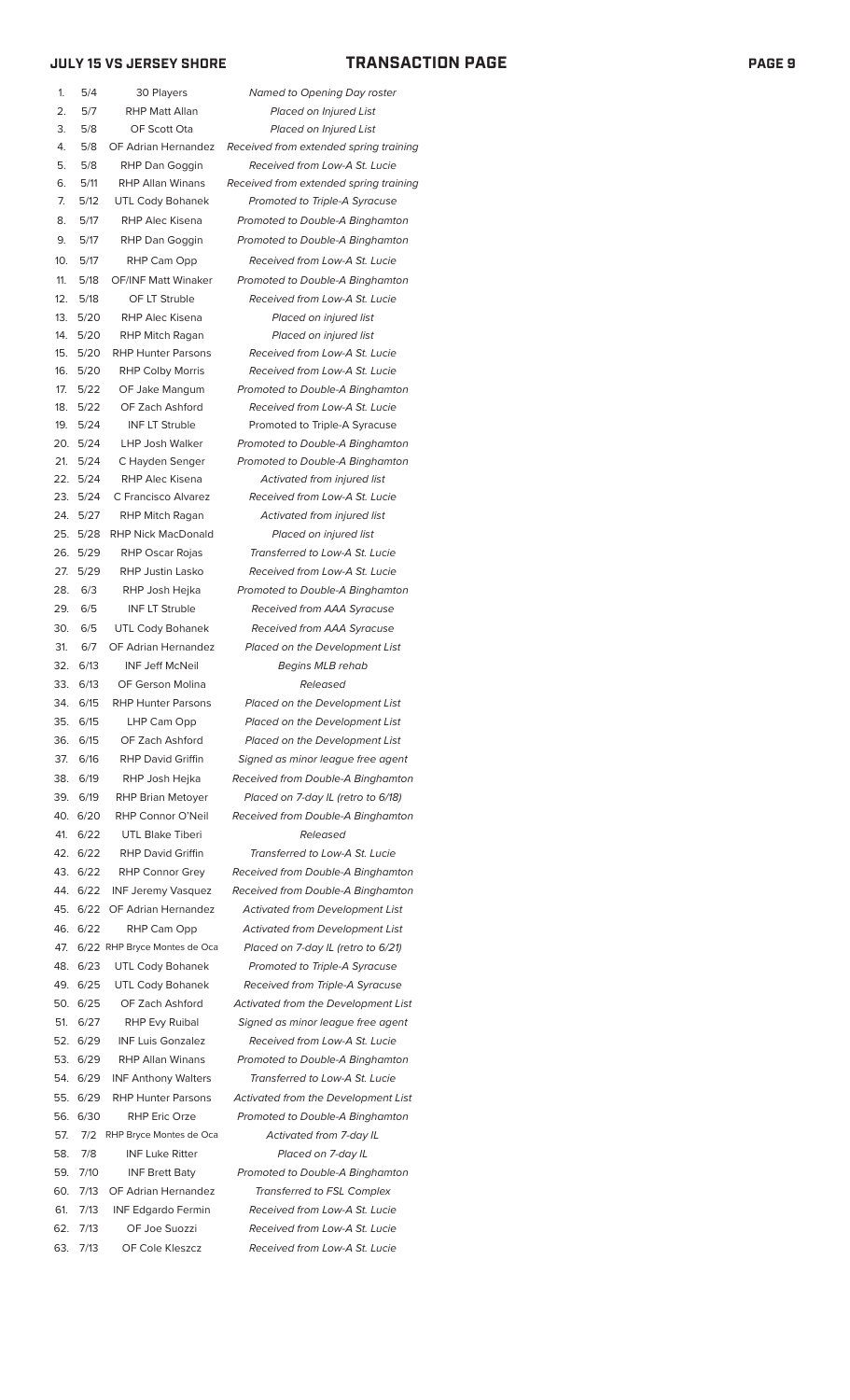## TRANSACTION PAGE

| | | | |
|---|---|---|---|
| 1. | 5/4 | 30 Players | *Named to Opening Day roster* |
| 2. | 5/7 | RHP Matt Allan | *Placed on Injured List* |
| 3. | 5/8 | OF Scott Ota | *Placed on Injured List* |
| 4. | 5/8 | OF Adrian Hernandez | *Received from extended spring training* |
| 5. | 5/8 | RHP Dan Goggin | *Received from Low-A St. Lucie* |
| 6. | 5/11 | RHP Allan Winans | *Received from extended spring training* |
| 7. | 5/12 | UTL Cody Bohanek | *Promoted to Triple-A Syracuse* |
| 8. | 5/17 | RHP Alec Kisena | *Promoted to Double-A Binghamton* |
| 9. | 5/17 | RHP Dan Goggin | *Promoted to Double-A Binghamton* |
| 10. | 5/17 | RHP Cam Opp | *Received from Low-A St. Lucie* |
| 11. | 5/18 | OF/INF Matt Winaker | *Promoted to Double-A Binghamton* |
| 12. | 5/18 | OF LT Struble | *Received from Low-A St. Lucie* |
| 13. | 5/20 | RHP Alec Kisena | *Placed on injured list* |
| 14. | 5/20 | RHP Mitch Ragan | *Placed on injured list* |
| 15. | 5/20 | RHP Hunter Parsons | *Received from Low-A St. Lucie* |
| 16. | 5/20 | RHP Colby Morris | *Received from Low-A St. Lucie* |
| 17. | 5/22 | OF Jake Mangum | *Promoted to Double-A Binghamton* |
| 18. | 5/22 | OF Zach Ashford | *Received from Low-A St. Lucie* |
| 19. | 5/24 | INF LT Struble | Promoted to Triple-A Syracuse |
| 20. | 5/24 | LHP Josh Walker | *Promoted to Double-A Binghamton* |
| 21. | 5/24 | C Hayden Senger | *Promoted to Double-A Binghamton* |
| 22. | 5/24 | RHP Alec Kisena | *Activated from injured list* |
| 23. | 5/24 | C Francisco Alvarez | *Received from Low-A St. Lucie* |
| 24. | 5/27 | RHP Mitch Ragan | *Activated from injured list* |
| 25. | 5/28 | RHP Nick MacDonald | *Placed on injured list* |
| 26. | 5/29 | RHP Oscar Rojas | *Transferred to Low-A St. Lucie* |
| 27. | 5/29 | RHP Justin Lasko | *Received from Low-A St. Lucie* |
| 28. | 6/3 | RHP Josh Hejka | *Promoted to Double-A Binghamton* |
| 29. | 6/5 | INF LT Struble | *Received from AAA Syracuse* |
| 30. | 6/5 | UTL Cody Bohanek | *Received from AAA Syracuse* |
| 31. | 6/7 | OF Adrian Hernandez | *Placed on the Development List* |
| 32. | 6/13 | INF Jeff McNeil | *Begins MLB rehab* |
| 33. | 6/13 | OF Gerson Molina | *Released* |
| 34. | 6/15 | RHP Hunter Parsons | *Placed on the Development List* |
| 35. | 6/15 | LHP Cam Opp | *Placed on the Development List* |
| 36. | 6/15 | OF Zach Ashford | *Placed on the Development List* |
| 37. | 6/16 | RHP David Griffin | *Signed as minor league free agent* |
| 38. | 6/19 | RHP Josh Hejka | *Received from Double-A Binghamton* |
| 39. | 6/19 | RHP Brian Metoyer | *Placed on 7-day IL (retro to 6/18)* |
| 40. | 6/20 | RHP Connor O'Neil | *Received from Double-A Binghamton* |
| 41. | 6/22 | UTL Blake Tiberi | *Released* |
| 42. | 6/22 | RHP David Griffin | *Transferred to Low-A St. Lucie* |
| 43. | 6/22 | RHP Connor Grey | *Received from Double-A Binghamton* |
| 44. | 6/22 | INF Jeremy Vasquez | *Received from Double-A Binghamton* |
| 45. | 6/22 | OF Adrian Hernandez | *Activated from Development List* |
| 46. | 6/22 | RHP Cam Opp | *Activated from Development List* |
| 47. | 6/22 | RHP Bryce Montes de Oca | *Placed on 7-day IL (retro to 6/21)* |
| 48. | 6/23 | UTL Cody Bohanek | *Promoted to Triple-A Syracuse* |
| 49. | 6/25 | UTL Cody Bohanek | *Received from Triple-A Syracuse* |
| 50. | 6/25 | OF Zach Ashford | *Activated from the Development List* |
| 51. | 6/27 | RHP Evy Ruibal | *Signed as minor league free agent* |
| 52. | 6/29 | INF Luis Gonzalez | *Received from Low-A St. Lucie* |
| 53. | 6/29 | RHP Allan Winans | *Promoted to Double-A Binghamton* |
| 54. | 6/29 | INF Anthony Walters | *Transferred to Low-A St. Lucie* |
| 55. | 6/29 | RHP Hunter Parsons | *Activated from the Development List* |
| 56. | 6/30 | RHP Eric Orze | *Promoted to Double-A Binghamton* |
| 57. | 7/2 | RHP Bryce Montes de Oca | *Activated from 7-day IL* |
| 58. | 7/8 | INF Luke Ritter | *Placed on 7-day IL* |
| 59. | 7/10 | INF Brett Baty | *Promoted to Double-A Binghamton* |
| 60. | 7/13 | OF Adrian Hernandez | *Transferred to FSL Complex* |
| 61. | 7/13 | INF Edgardo Fermin | *Received from Low-A St. Lucie* |
| 62. | 7/13 | OF Joe Suozzi | *Received from Low-A St. Lucie* |
| 63. | 7/13 | OF Cole Kleszcz | *Received from Low-A St. Lucie* |